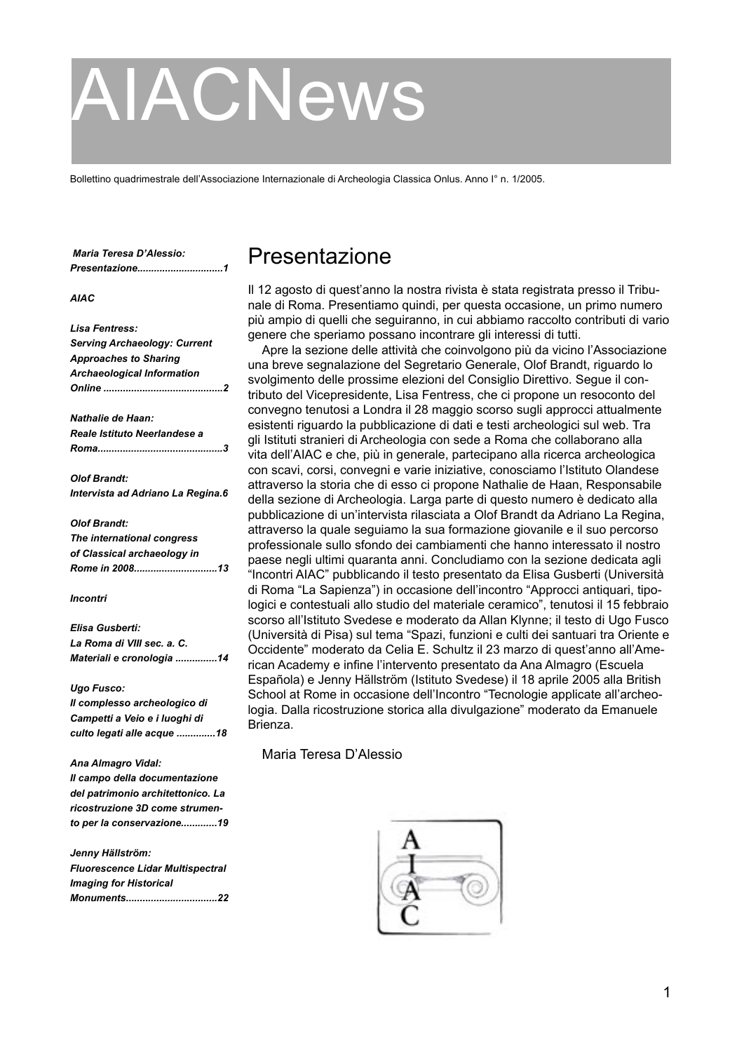# AIACNews

Bollettino quadrimestrale dell'Associazione Internazionale di Archeologia Classica Onlus. Anno I° n. 1/2005.

***Maria Teresa D'Alessio:***
***Presentazione..............................1***

***AIAC***

***Lisa Fentress:***
***Serving Archaeology: Current Approaches to Sharing Archaeological Information Online ..........................................2***

***Nathalie de Haan:***
***Reale Istituto Neerlandese a Roma............................................3***

***Olof Brandt:***
***Intervista ad Adriano La Regina.6***

***Olof Brandt:***
***The international congress of Classical archaeology in Rome in 2008.............................13***

***Incontri***

***Elisa Gusberti:***
***La Roma di VIII sec. a. C. Materiali e cronologia ...............14***

***Ugo Fusco:***
***Il complesso archeologico di Campetti a Veio e i luoghi di culto legati alle acque .............18***

***Ana Almagro Vidal:***
***Il campo della documentazione del patrimonio architettonico. La ricostruzione 3D come strumento per la conservazione.............19***

***Jenny Hällström:***
***Fluorescence Lidar Multispectral Imaging for Historical Monuments.................................22***

## Presentazione

Il 12 agosto di quest'anno la nostra rivista è stata registrata presso il Tribunale di Roma. Presentiamo quindi, per questa occasione, un primo numero più ampio di quelli che seguiranno, in cui abbiamo raccolto contributi di vario genere che speriamo possano incontrare gli interessi di tutti.

Apre la sezione delle attività che coinvolgono più da vicino l'Associazione una breve segnalazione del Segretario Generale, Olof Brandt, riguardo lo svolgimento delle prossime elezioni del Consiglio Direttivo. Segue il contributo del Vicepresidente, Lisa Fentress, che ci propone un resoconto del convegno tenutosi a Londra il 28 maggio scorso sugli approcci attualmente esistenti riguardo la pubblicazione di dati e testi archeologici sul web. Tra gli Istituti stranieri di Archeologia con sede a Roma che collaborano alla vita dell'AIAC e che, più in generale, partecipano alla ricerca archeologica con scavi, corsi, convegni e varie iniziative, conosciamo l'Istituto Olandese attraverso la storia che di esso ci propone Nathalie de Haan, Responsabile della sezione di Archeologia. Larga parte di questo numero è dedicato alla pubblicazione di un'intervista rilasciata a Olof Brandt da Adriano La Regina, attraverso la quale seguiamo la sua formazione giovanile e il suo percorso professionale sullo sfondo dei cambiamenti che hanno interessato il nostro paese negli ultimi quaranta anni. Concludiamo con la sezione dedicata agli "Incontri AIAC" pubblicando il testo presentato da Elisa Gusberti (Università di Roma "La Sapienza") in occasione dell'incontro "Approcci antiquari, tipologici e contestuali allo studio del materiale ceramico", tenutosi il 15 febbraio scorso all'Istituto Svedese e moderato da Allan Klynne; il testo di Ugo Fusco (Università di Pisa) sul tema "Spazi, funzioni e culti dei santuari tra Oriente e Occidente" moderato da Celia E. Schultz il 23 marzo di quest'anno all'American Academy e infine l'intervento presentato da Ana Almagro (Escuela Española) e Jenny Hällström (Istituto Svedese) il 18 aprile 2005 alla British School at Rome in occasione dell'Incontro "Tecnologie applicate all'archeologia. Dalla ricostruzione storica alla divulgazione" moderato da Emanuele Brienza.

Maria Teresa D'Alessio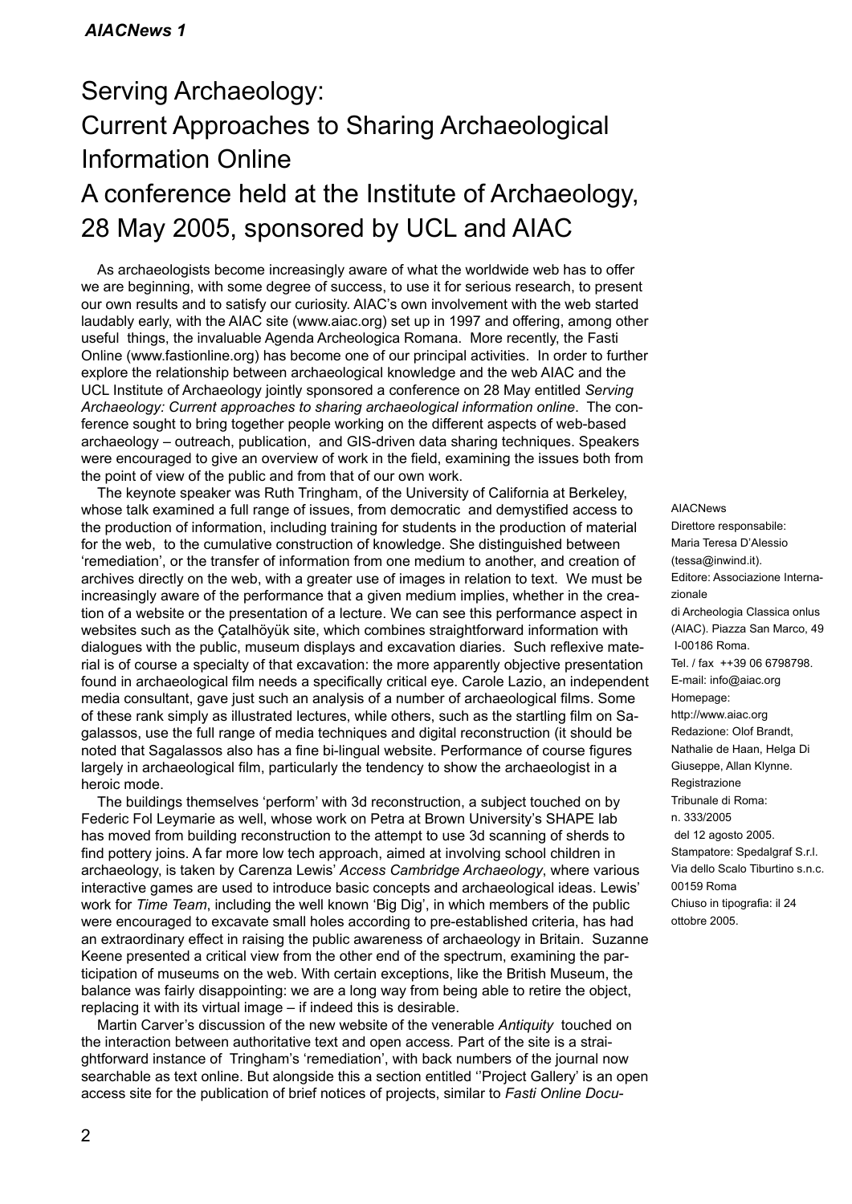# Serving Archaeology: Current Approaches to Sharing Archaeological Information Online

## A conference held at the Institute of Archaeology, 28 May 2005, sponsored by UCL and AIAC

As archaeologists become increasingly aware of what the worldwide web has to offer we are beginning, with some degree of success, to use it for serious research, to present our own results and to satisfy our curiosity. AIAC's own involvement with the web started laudably early, with the AIAC site (www.aiac.org) set up in 1997 and offering, among other useful things, the invaluable Agenda Archeologica Romana. More recently, the Fasti Online (www.fastionline.org) has become one of our principal activities. In order to further explore the relationship between archaeological knowledge and the web AIAC and the UCL Institute of Archaeology jointly sponsored a conference on 28 May entitled *Serving Archaeology: Current approaches to sharing archaeological information online*. The conference sought to bring together people working on the different aspects of web-based archaeology – outreach, publication, and GIS-driven data sharing techniques. Speakers were encouraged to give an overview of work in the field, examining the issues both from the point of view of the public and from that of our own work.

The keynote speaker was Ruth Tringham, of the University of California at Berkeley, whose talk examined a full range of issues, from democratic and demystified access to the production of information, including training for students in the production of material for the web, to the cumulative construction of knowledge. She distinguished between 'remediation', or the transfer of information from one medium to another, and creation of archives directly on the web, with a greater use of images in relation to text. We must be increasingly aware of the performance that a given medium implies, whether in the creation of a website or the presentation of a lecture. We can see this performance aspect in websites such as the Çatalhöyük site, which combines straightforward information with dialogues with the public, museum displays and excavation diaries. Such reflexive material is of course a specialty of that excavation: the more apparently objective presentation found in archaeological film needs a specifically critical eye. Carole Lazio, an independent media consultant, gave just such an analysis of a number of archaeological films. Some of these rank simply as illustrated lectures, while others, such as the startling film on Sagalassos, use the full range of media techniques and digital reconstruction (it should be noted that Sagalassos also has a fine bi-lingual website. Performance of course figures largely in archaeological film, particularly the tendency to show the archaeologist in a heroic mode.

The buildings themselves 'perform' with 3d reconstruction, a subject touched on by Federic Fol Leymarie as well, whose work on Petra at Brown University's SHAPE lab has moved from building reconstruction to the attempt to use 3d scanning of sherds to find pottery joins. A far more low tech approach, aimed at involving school children in archaeology, is taken by Carenza Lewis' *Access Cambridge Archaeology*, where various interactive games are used to introduce basic concepts and archaeological ideas. Lewis' work for *Time Team*, including the well known 'Big Dig', in which members of the public were encouraged to excavate small holes according to pre-established criteria, has had an extraordinary effect in raising the public awareness of archaeology in Britain. Suzanne Keene presented a critical view from the other end of the spectrum, examining the participation of museums on the web. With certain exceptions, like the British Museum, the balance was fairly disappointing: we are a long way from being able to retire the object, replacing it with its virtual image – if indeed this is desirable.

Martin Carver's discussion of the new website of the venerable *Antiquity* touched on the interaction between authoritative text and open access. Part of the site is a straightforward instance of Tringham's 'remediation', with back numbers of the journal now searchable as text online. But alongside this a section entitled ''Project Gallery' is an open access site for the publication of brief notices of projects, similar to *Fasti Online Docu-*

AIACNews
Direttore responsabile: Maria Teresa D'Alessio (tessa@inwind.it).
Editore: Associazione Internazionale di Archeologia Classica onlus (AIAC). Piazza San Marco, 49 I-00186 Roma.
Tel. / fax ++39 06 6798798.
E-mail: info@aiac.org
Homepage: http://www.aiac.org
Redazione: Olof Brandt, Nathalie de Haan, Helga Di Giuseppe, Allan Klynne.
Registrazione Tribunale di Roma: n. 333/2005 del 12 agosto 2005.
Stampatore: Spedalgraf S.r.l. Via dello Scalo Tiburtino s.n.c. 00159 Roma
Chiuso in tipografia: il 24 ottobre 2005.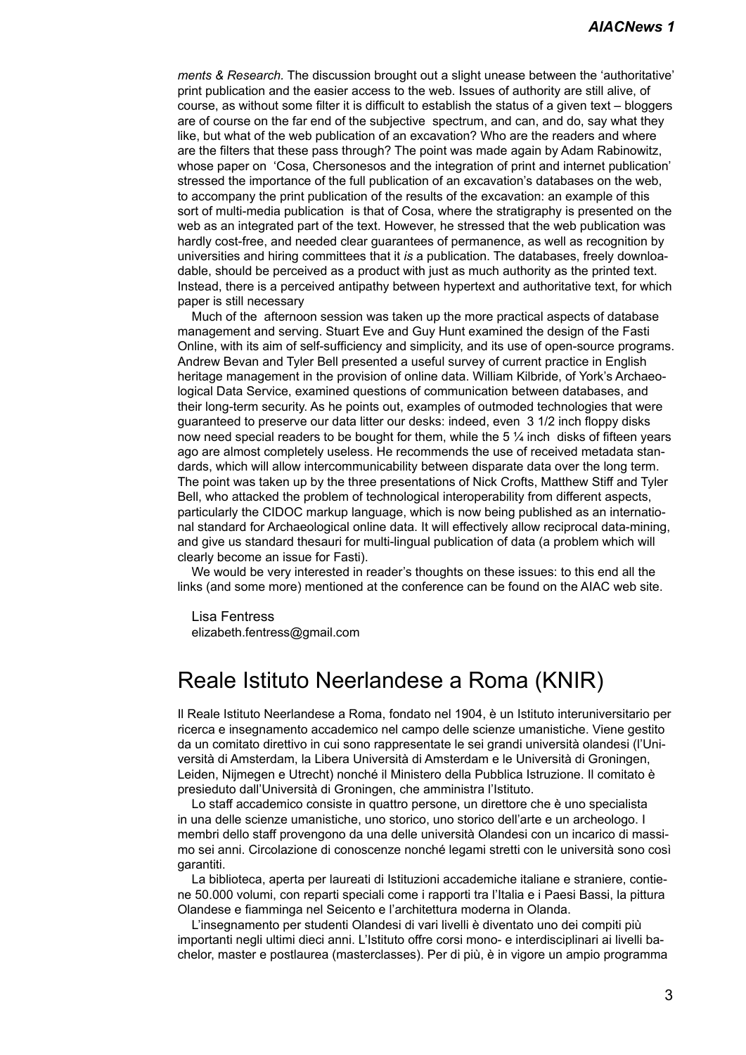*ments & Research.* The discussion brought out a slight unease between the 'authoritative' print publication and the easier access to the web. Issues of authority are still alive, of course, as without some filter it is difficult to establish the status of a given text – bloggers are of course on the far end of the subjective spectrum, and can, and do, say what they like, but what of the web publication of an excavation? Who are the readers and where are the filters that these pass through? The point was made again by Adam Rabinowitz, whose paper on 'Cosa, Chersonesos and the integration of print and internet publication' stressed the importance of the full publication of an excavation's databases on the web, to accompany the print publication of the results of the excavation: an example of this sort of multi-media publication is that of Cosa, where the stratigraphy is presented on the web as an integrated part of the text. However, he stressed that the web publication was hardly cost-free, and needed clear guarantees of permanence, as well as recognition by universities and hiring committees that it *is* a publication. The databases, freely downloadable, should be perceived as a product with just as much authority as the printed text. Instead, there is a perceived antipathy between hypertext and authoritative text, for which paper is still necessary

Much of the afternoon session was taken up the more practical aspects of database management and serving. Stuart Eve and Guy Hunt examined the design of the Fasti Online, with its aim of self-sufficiency and simplicity, and its use of open-source programs. Andrew Bevan and Tyler Bell presented a useful survey of current practice in English heritage management in the provision of online data. William Kilbride, of York's Archaeological Data Service, examined questions of communication between databases, and their long-term security. As he points out, examples of outmoded technologies that were guaranteed to preserve our data litter our desks: indeed, even 3 1/2 inch floppy disks now need special readers to be bought for them, while the 5 ¼ inch disks of fifteen years ago are almost completely useless. He recommends the use of received metadata standards, which will allow intercommunicability between disparate data over the long term. The point was taken up by the three presentations of Nick Crofts, Matthew Stiff and Tyler Bell, who attacked the problem of technological interoperability from different aspects, particularly the CIDOC markup language, which is now being published as an international standard for Archaeological online data. It will effectively allow reciprocal data-mining, and give us standard thesauri for multi-lingual publication of data (a problem which will clearly become an issue for Fasti).

We would be very interested in reader's thoughts on these issues: to this end all the links (and some more) mentioned at the conference can be found on the AIAC web site.

Lisa Fentress
elizabeth.fentress@gmail.com

## Reale Istituto Neerlandese a Roma (KNIR)

Il Reale Istituto Neerlandese a Roma, fondato nel 1904, è un Istituto interuniversitario per ricerca e insegnamento accademico nel campo delle scienze umanistiche. Viene gestito da un comitato direttivo in cui sono rappresentate le sei grandi università olandesi (l'Università di Amsterdam, la Libera Università di Amsterdam e le Università di Groningen, Leiden, Nijmegen e Utrecht) nonché il Ministero della Pubblica Istruzione. Il comitato è presieduto dall'Università di Groningen, che amministra l'Istituto.

Lo staff accademico consiste in quattro persone, un direttore che è uno specialista in una delle scienze umanistiche, uno storico, uno storico dell'arte e un archeologo. I membri dello staff provengono da una delle università Olandesi con un incarico di massimo sei anni. Circolazione di conoscenze nonché legami stretti con le università sono così garantiti.

La biblioteca, aperta per laureati di Istituzioni accademiche italiane e straniere, contiene 50.000 volumi, con reparti speciali come i rapporti tra l'Italia e i Paesi Bassi, la pittura Olandese e fiamminga nel Seicento e l'architettura moderna in Olanda.

L'insegnamento per studenti Olandesi di vari livelli è diventato uno dei compiti più importanti negli ultimi dieci anni. L'Istituto offre corsi mono- e interdisciplinari ai livelli bachelor, master e postlaurea (masterclasses). Per di più, è in vigore un ampio programma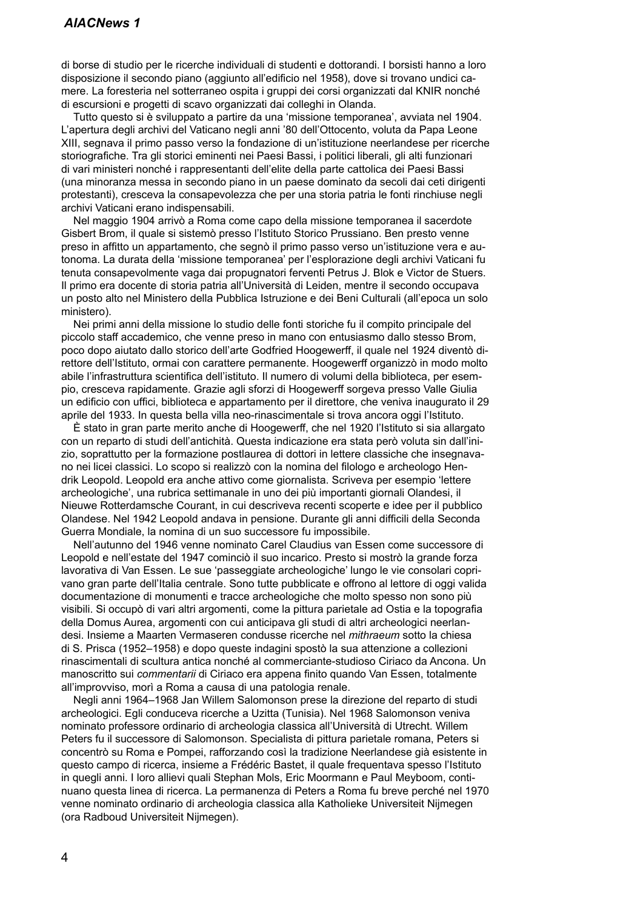di borse di studio per le ricerche individuali di studenti e dottorandi. I borsisti hanno a loro disposizione il secondo piano (aggiunto all'edificio nel 1958), dove si trovano undici camere. La foresteria nel sotterraneo ospita i gruppi dei corsi organizzati dal KNIR nonché di escursioni e progetti di scavo organizzati dai colleghi in Olanda.

Tutto questo si è sviluppato a partire da una 'missione temporanea', avviata nel 1904. L'apertura degli archivi del Vaticano negli anni '80 dell'Ottocento, voluta da Papa Leone XIII, segnava il primo passo verso la fondazione di un'istituzione neerlandese per ricerche storiografiche. Tra gli storici eminenti nei Paesi Bassi, i politici liberali, gli alti funzionari di vari ministeri nonché i rappresentanti dell'elite della parte cattolica dei Paesi Bassi (una minoranza messa in secondo piano in un paese dominato da secoli dai ceti dirigenti protestanti), cresceva la consapevolezza che per una storia patria le fonti rinchiuse negli archivi Vaticani erano indispensabili.

Nel maggio 1904 arrivò a Roma come capo della missione temporanea il sacerdote Gisbert Brom, il quale si sistemò presso l'Istituto Storico Prussiano. Ben presto venne preso in affitto un appartamento, che segnò il primo passo verso un'istituzione vera e autonoma. La durata della 'missione temporanea' per l'esplorazione degli archivi Vaticani fu tenuta consapevolmente vaga dai propugnatori ferventi Petrus J. Blok e Victor de Stuers. Il primo era docente di storia patria all'Università di Leiden, mentre il secondo occupava un posto alto nel Ministero della Pubblica Istruzione e dei Beni Culturali (all'epoca un solo ministero).

Nei primi anni della missione lo studio delle fonti storiche fu il compito principale del piccolo staff accademico, che venne preso in mano con entusiasmo dallo stesso Brom, poco dopo aiutato dallo storico dell'arte Godfried Hoogewerff, il quale nel 1924 diventò direttore dell'Istituto, ormai con carattere permanente. Hoogewerff organizzò in modo molto abile l'infrastruttura scientifica dell'istituto. Il numero di volumi della biblioteca, per esempio, cresceva rapidamente. Grazie agli sforzi di Hoogewerff sorgeva presso Valle Giulia un edificio con uffici, biblioteca e appartamento per il direttore, che veniva inaugurato il 29 aprile del 1933. In questa bella villa neo-rinascimentale si trova ancora oggi l'Istituto.

È stato in gran parte merito anche di Hoogewerff, che nel 1920 l'Istituto si sia allargato con un reparto di studi dell'antichità. Questa indicazione era stata però voluta sin dall'inizio, soprattutto per la formazione postlaurea di dottori in lettere classiche che insegnavano nei licei classici. Lo scopo si realizzò con la nomina del filologo e archeologo Hendrik Leopold. Leopold era anche attivo come giornalista. Scriveva per esempio 'lettere archeologiche', una rubrica settimanale in uno dei più importanti giornali Olandesi, il Nieuwe Rotterdamsche Courant, in cui descriveva recenti scoperte e idee per il pubblico Olandese. Nel 1942 Leopold andava in pensione. Durante gli anni difficili della Seconda Guerra Mondiale, la nomina di un suo successore fu impossibile.

Nell'autunno del 1946 venne nominato Carel Claudius van Essen come successore di Leopold e nell'estate del 1947 cominciò il suo incarico. Presto si mostrò la grande forza lavorativa di Van Essen. Le sue 'passeggiate archeologiche' lungo le vie consolari coprivano gran parte dell'Italia centrale. Sono tutte pubblicate e offrono al lettore di oggi valida documentazione di monumenti e tracce archeologiche che molto spesso non sono più visibili. Si occupò di vari altri argomenti, come la pittura parietale ad Ostia e la topografia della Domus Aurea, argomenti con cui anticipava gli studi di altri archeologici neerlandesi. Insieme a Maarten Vermaseren condusse ricerche nel *mithraeum* sotto la chiesa di S. Prisca (1952–1958) e dopo queste indagini spostò la sua attenzione a collezioni rinascimentali di scultura antica nonché al commerciante-studioso Ciriaco da Ancona. Un manoscritto sui *commentarii* di Ciriaco era appena finito quando Van Essen, totalmente all'improvviso, morì a Roma a causa di una patologia renale.

Negli anni 1964–1968 Jan Willem Salomonson prese la direzione del reparto di studi archeologici. Egli conduceva ricerche a Uzitta (Tunisia). Nel 1968 Salomonson veniva nominato professore ordinario di archeologia classica all'Università di Utrecht. Willem Peters fu il successore di Salomonson. Specialista di pittura parietale romana, Peters si concentrò su Roma e Pompei, rafforzando così la tradizione Neerlandese già esistente in questo campo di ricerca, insieme a Frédéric Bastet, il quale frequentava spesso l'Istituto in quegli anni. I loro allievi quali Stephan Mols, Eric Moormann e Paul Meyboom, continuano questa linea di ricerca. La permanenza di Peters a Roma fu breve perché nel 1970 venne nominato ordinario di archeologia classica alla Katholieke Universiteit Nijmegen (ora Radboud Universiteit Nijmegen).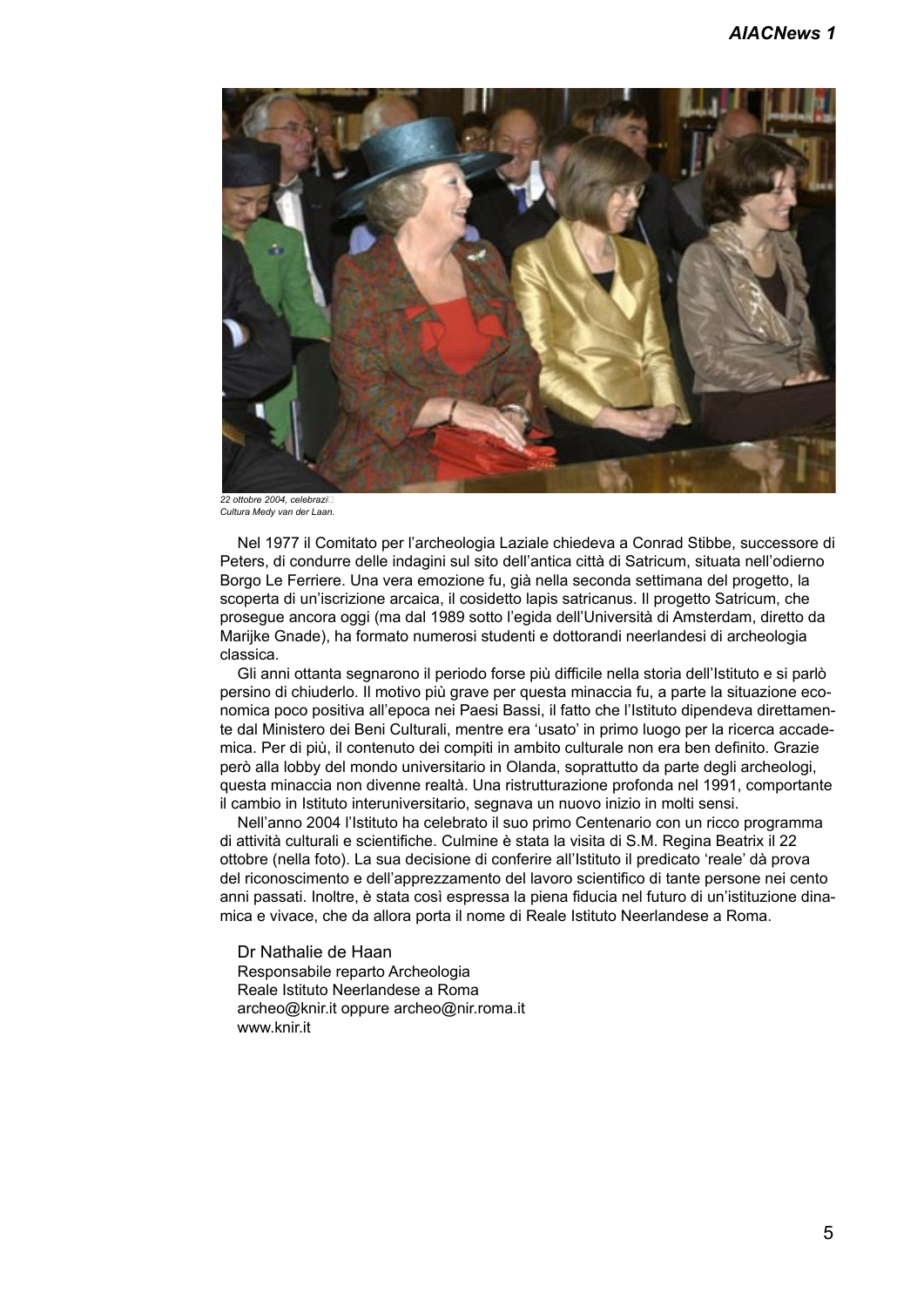*22 ottobre 2004, celebrazi□*
*Cultura Medy van der Laan.*

Nel 1977 il Comitato per l'archeologia Laziale chiedeva a Conrad Stibbe, successore di Peters, di condurre delle indagini sul sito dell'antica città di Satricum, situata nell'odierno Borgo Le Ferriere. Una vera emozione fu, già nella seconda settimana del progetto, la scoperta di un'iscrizione arcaica, il cosidetto lapis satricanus. Il progetto Satricum, che prosegue ancora oggi (ma dal 1989 sotto l'egida dell'Università di Amsterdam, diretto da Marijke Gnade), ha formato numerosi studenti e dottorandi neerlandesi di archeologia classica.

Gli anni ottanta segnarono il periodo forse più difficile nella storia dell'Istituto e si parlò persino di chiuderlo. Il motivo più grave per questa minaccia fu, a parte la situazione economica poco positiva all'epoca nei Paesi Bassi, il fatto che l'Istituto dipendeva direttamente dal Ministero dei Beni Culturali, mentre era 'usato' in primo luogo per la ricerca accademica. Per di più, il contenuto dei compiti in ambito culturale non era ben definito. Grazie però alla lobby del mondo universitario in Olanda, soprattutto da parte degli archeologi, questa minaccia non divenne realtà. Una ristrutturazione profonda nel 1991, comportante il cambio in Istituto interuniversitario, segnava un nuovo inizio in molti sensi.

Nell'anno 2004 l'Istituto ha celebrato il suo primo Centenario con un ricco programma di attività culturali e scientifiche. Culmine è stata la visita di S.M. Regina Beatrix il 22 ottobre (nella foto). La sua decisione di conferire all'Istituto il predicato 'reale' dà prova del riconoscimento e dell'apprezzamento del lavoro scientifico di tante persone nei cento anni passati. Inoltre, è stata così espressa la piena fiducia nel futuro di un'istituzione dinamica e vivace, che da allora porta il nome di Reale Istituto Neerlandese a Roma.

Dr Nathalie de Haan
Responsabile reparto Archeologia
Reale Istituto Neerlandese a Roma
archeo@knir.it oppure archeo@nir.roma.it
www.knir.it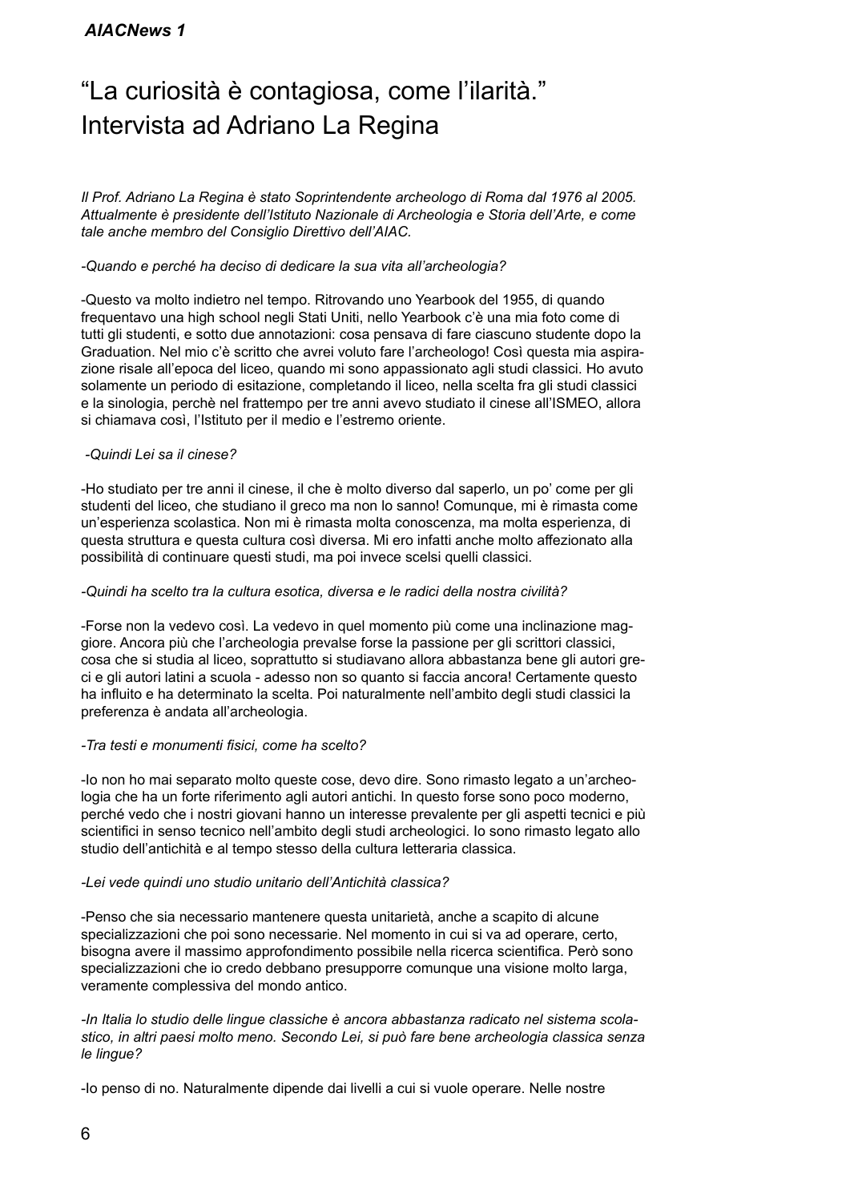# “La curiosità è contagiosa, come l’ilarità.” Intervista ad Adriano La Regina

*Il Prof. Adriano La Regina è stato Soprintendente archeologo di Roma dal 1976 al 2005. Attualmente è presidente dell’Istituto Nazionale di Archeologia e Storia dell’Arte, e come tale anche membro del Consiglio Direttivo dell’AIAC.*

*-Quando e perché ha deciso di dedicare la sua vita all’archeologia?*

-Questo va molto indietro nel tempo. Ritrovando uno Yearbook del 1955, di quando frequentavo una high school negli Stati Uniti, nello Yearbook c’è una mia foto come di tutti gli studenti, e sotto due annotazioni: cosa pensava di fare ciascuno studente dopo la Graduation. Nel mio c’è scritto che avrei voluto fare l’archeologo! Così questa mia aspirazione risale all’epoca del liceo, quando mi sono appassionato agli studi classici. Ho avuto solamente un periodo di esitazione, completando il liceo, nella scelta fra gli studi classici e la sinologia, perchè nel frattempo per tre anni avevo studiato il cinese all’ISMEO, allora si chiamava così, l’Istituto per il medio e l’estremo oriente.

*-Quindi Lei sa il cinese?*

-Ho studiato per tre anni il cinese, il che è molto diverso dal saperlo, un po’ come per gli studenti del liceo, che studiano il greco ma non lo sanno! Comunque, mi è rimasta come un’esperienza scolastica. Non mi è rimasta molta conoscenza, ma molta esperienza, di questa struttura e questa cultura così diversa. Mi ero infatti anche molto affezionato alla possibilità di continuare questi studi, ma poi invece scelsi quelli classici.

*-Quindi ha scelto tra la cultura esotica, diversa e le radici della nostra civilità?*

-Forse non la vedevo così. La vedevo in quel momento più come una inclinazione maggiore. Ancora più che l’archeologia prevalse forse la passione per gli scrittori classici, cosa che si studia al liceo, soprattutto si studiavano allora abbastanza bene gli autori greci e gli autori latini a scuola - adesso non so quanto si faccia ancora! Certamente questo ha influito e ha determinato la scelta. Poi naturalmente nell’ambito degli studi classici la preferenza è andata all’archeologia.

*-Tra testi e monumenti fisici, come ha scelto?*

-Io non ho mai separato molto queste cose, devo dire. Sono rimasto legato a un’archeologia che ha un forte riferimento agli autori antichi. In questo forse sono poco moderno, perché vedo che i nostri giovani hanno un interesse prevalente per gli aspetti tecnici e più scientifici in senso tecnico nell’ambito degli studi archeologici. Io sono rimasto legato allo studio dell’antichità e al tempo stesso della cultura letteraria classica.

*-Lei vede quindi uno studio unitario dell’Antichità classica?*

-Penso che sia necessario mantenere questa unitarietà, anche a scapito di alcune specializzazioni che poi sono necessarie. Nel momento in cui si va ad operare, certo, bisogna avere il massimo approfondimento possibile nella ricerca scientifica. Però sono specializzazioni che io credo debbano presupporre comunque una visione molto larga, veramente complessiva del mondo antico.

*-In Italia lo studio delle lingue classiche è ancora abbastanza radicato nel sistema scolastico, in altri paesi molto meno. Secondo Lei, si può fare bene archeologia classica senza le lingue?*

-Io penso di no. Naturalmente dipende dai livelli a cui si vuole operare. Nelle nostre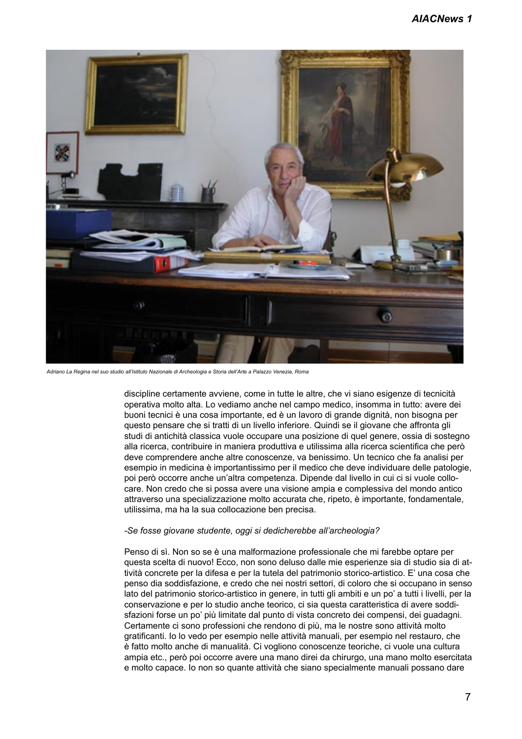*Adriano La Regina nel suo studio all'Istituto Nazionale di Archeologia e Storia dell'Arte a Palazzo Venezia, Roma*

discipline certamente avviene, come in tutte le altre, che vi siano esigenze di tecnicità operativa molto alta. Lo vediamo anche nel campo medico, insomma in tutto: avere dei buoni tecnici è una cosa importante, ed è un lavoro di grande dignità, non bisogna per questo pensare che si tratti di un livello inferiore. Quindi se il giovane che affronta gli studi di antichità classica vuole occupare una posizione di quel genere, ossia di sostegno alla ricerca, contribuire in maniera produttiva e utilissima alla ricerca scientifica che però deve comprendere anche altre conoscenze, va benissimo. Un tecnico che fa analisi per esempio in medicina è importantissimo per il medico che deve individuare delle patologie, poi però occorre anche un'altra competenza. Dipende dal livello in cui ci si vuole collocare. Non credo che si possa avere una visione ampia e complessiva del mondo antico attraverso una specializzazione molto accurata che, ripeto, è importante, fondamentale, utilissima, ma ha la sua collocazione ben precisa.

*-Se fosse giovane studente, oggi si dedicherebbe all'archeologia?*

Penso di sì. Non so se è una malformazione professionale che mi farebbe optare per questa scelta di nuovo! Ecco, non sono deluso dalle mie esperienze sia di studio sia di attività concrete per la difesa e per la tutela del patrimonio storico-artistico. E' una cosa che penso dia soddisfazione, e credo che nei nostri settori, di coloro che si occupano in senso lato del patrimonio storico-artistico in genere, in tutti gli ambiti e un po' a tutti i livelli, per la conservazione e per lo studio anche teorico, ci sia questa caratteristica di avere soddisfazioni forse un po' più limitate dal punto di vista concreto dei compensi, dei guadagni. Certamente ci sono professioni che rendono di più, ma le nostre sono attività molto gratificanti. Io lo vedo per esempio nelle attività manuali, per esempio nel restauro, che è fatto molto anche di manualità. Ci vogliono conoscenze teoriche, ci vuole una cultura ampia etc., però poi occorre avere una mano direi da chirurgo, una mano molto esercitata e molto capace. Io non so quante attività che siano specialmente manuali possano dare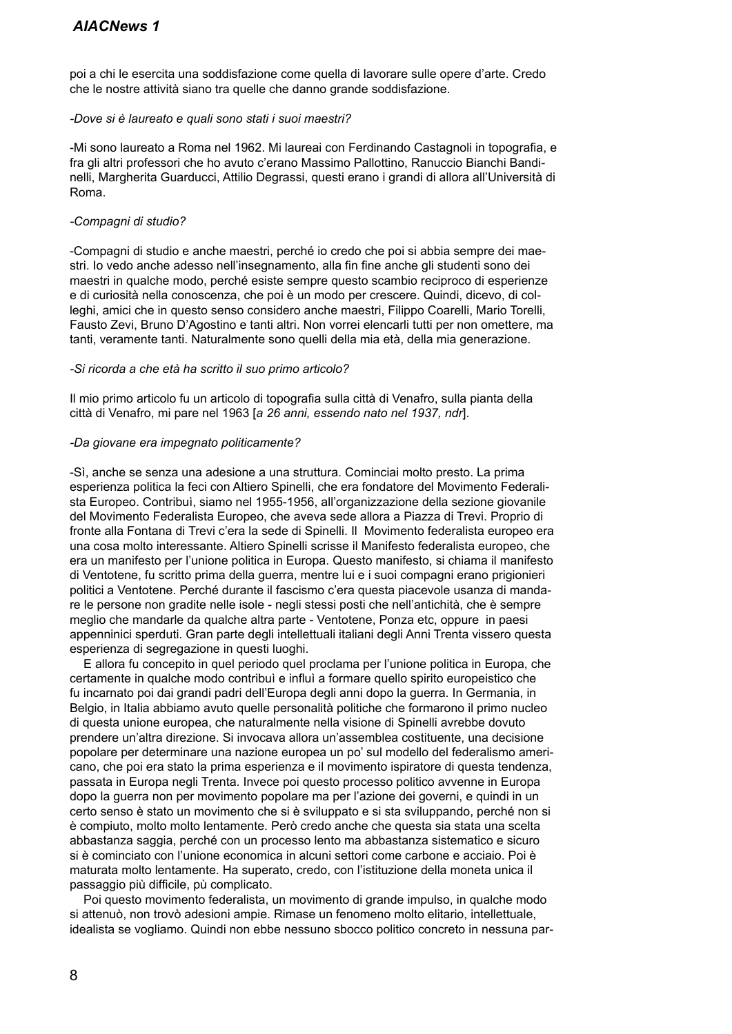poi a chi le esercita una soddisfazione come quella di lavorare sulle opere d'arte. Credo che le nostre attività siano tra quelle che danno grande soddisfazione.

*-Dove si è laureato e quali sono stati i suoi maestri?*

-Mi sono laureato a Roma nel 1962. Mi laureai con Ferdinando Castagnoli in topografia, e fra gli altri professori che ho avuto c'erano Massimo Pallottino, Ranuccio Bianchi Bandinelli, Margherita Guarducci, Attilio Degrassi, questi erano i grandi di allora all'Università di Roma.

*-Compagni di studio?*

-Compagni di studio e anche maestri, perché io credo che poi si abbia sempre dei maestri. Io vedo anche adesso nell'insegnamento, alla fin fine anche gli studenti sono dei maestri in qualche modo, perché esiste sempre questo scambio reciproco di esperienze e di curiosità nella conoscenza, che poi è un modo per crescere. Quindi, dicevo, di colleghi, amici che in questo senso considero anche maestri, Filippo Coarelli, Mario Torelli, Fausto Zevi, Bruno D'Agostino e tanti altri. Non vorrei elencarli tutti per non omettere, ma tanti, veramente tanti. Naturalmente sono quelli della mia età, della mia generazione.

*-Si ricorda a che età ha scritto il suo primo articolo?*

Il mio primo articolo fu un articolo di topografia sulla città di Venafro, sulla pianta della città di Venafro, mi pare nel 1963 [*a 26 anni, essendo nato nel 1937, ndr*].

*-Da giovane era impegnato politicamente?*

-Sì, anche se senza una adesione a una struttura. Cominciai molto presto. La prima esperienza politica la feci con Altiero Spinelli, che era fondatore del Movimento Federalista Europeo. Contribuì, siamo nel 1955-1956, all'organizzazione della sezione giovanile del Movimento Federalista Europeo, che aveva sede allora a Piazza di Trevi. Proprio di fronte alla Fontana di Trevi c'era la sede di Spinelli. Il Movimento federalista europeo era una cosa molto interessante. Altiero Spinelli scrisse il Manifesto federalista europeo, che era un manifesto per l'unione politica in Europa. Questo manifesto, si chiama il manifesto di Ventotene, fu scritto prima della guerra, mentre lui e i suoi compagni erano prigionieri politici a Ventotene. Perché durante il fascismo c'era questa piacevole usanza di mandare le persone non gradite nelle isole - negli stessi posti che nell'antichità, che è sempre meglio che mandarle da qualche altra parte - Ventotene, Ponza etc, oppure in paesi appenninici sperduti. Gran parte degli intellettuali italiani degli Anni Trenta vissero questa esperienza di segregazione in questi luoghi.

E allora fu concepito in quel periodo quel proclama per l'unione politica in Europa, che certamente in qualche modo contribuì e influì a formare quello spirito europeistico che fu incarnato poi dai grandi padri dell'Europa degli anni dopo la guerra. In Germania, in Belgio, in Italia abbiamo avuto quelle personalità politiche che formarono il primo nucleo di questa unione europea, che naturalmente nella visione di Spinelli avrebbe dovuto prendere un'altra direzione. Si invocava allora un'assemblea costituente, una decisione popolare per determinare una nazione europea un po' sul modello del federalismo americano, che poi era stato la prima esperienza e il movimento ispiratore di questa tendenza, passata in Europa negli Trenta. Invece poi questo processo politico avvenne in Europa dopo la guerra non per movimento popolare ma per l'azione dei governi, e quindi in un certo senso è stato un movimento che si è sviluppato e si sta sviluppando, perché non si è compiuto, molto molto lentamente. Però credo anche che questa sia stata una scelta abbastanza saggia, perché con un processo lento ma abbastanza sistematico e sicuro si è cominciato con l'unione economica in alcuni settori come carbone e acciaio. Poi è maturata molto lentamente. Ha superato, credo, con l'istituzione della moneta unica il passaggio più difficile, pù complicato.

Poi questo movimento federalista, un movimento di grande impulso, in qualche modo si attenuò, non trovò adesioni ampie. Rimase un fenomeno molto elitario, intellettuale, idealista se vogliamo. Quindi non ebbe nessuno sbocco politico concreto in nessuna par-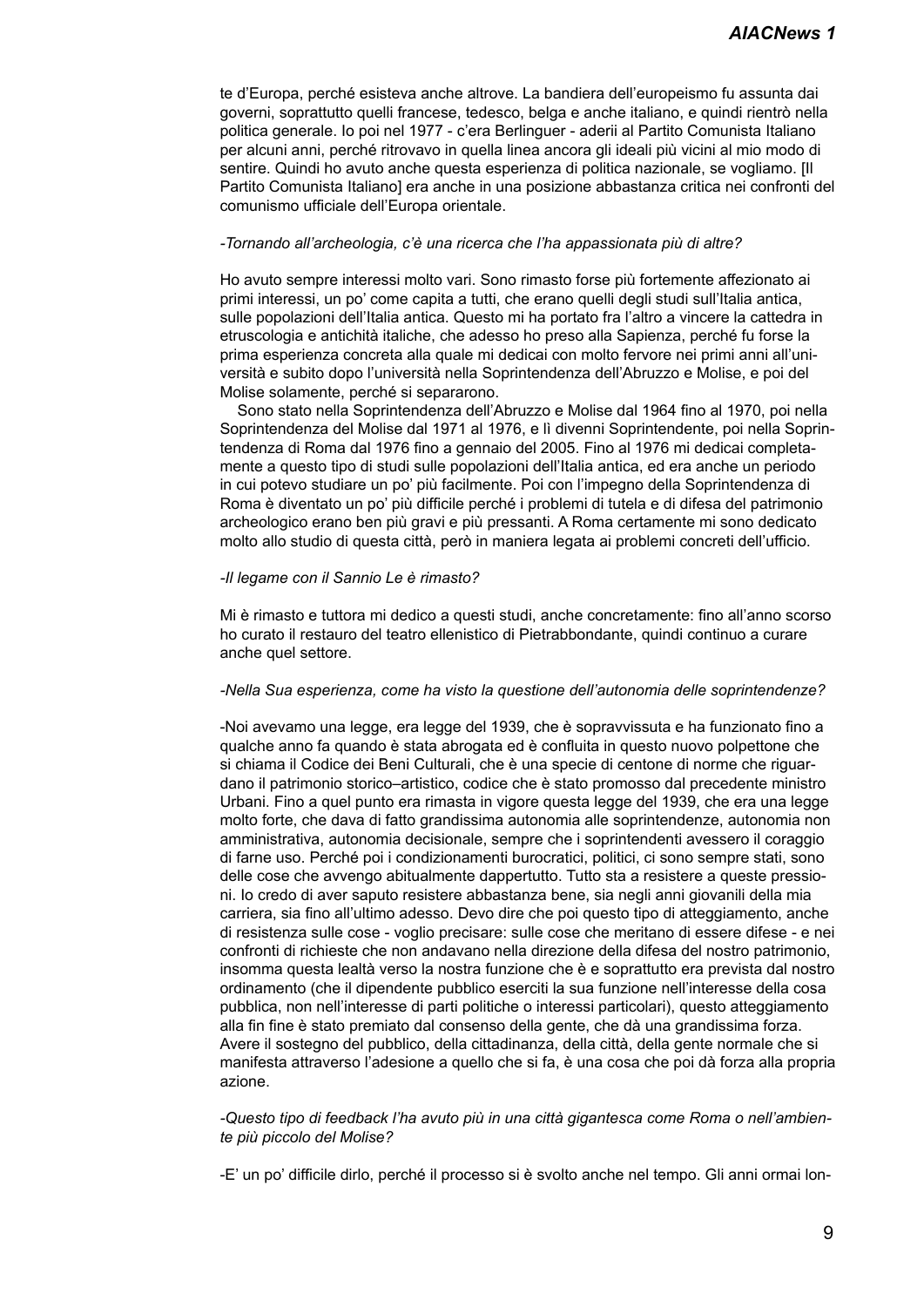te d'Europa, perché esisteva anche altrove. La bandiera dell'europeismo fu assunta dai governi, soprattutto quelli francese, tedesco, belga e anche italiano, e quindi rientrò nella politica generale. Io poi nel 1977 - c'era Berlinguer - aderii al Partito Comunista Italiano per alcuni anni, perché ritrovavo in quella linea ancora gli ideali più vicini al mio modo di sentire. Quindi ho avuto anche questa esperienza di politica nazionale, se vogliamo. [Il Partito Comunista Italiano] era anche in una posizione abbastanza critica nei confronti del comunismo ufficiale dell'Europa orientale.

*-Tornando all'archeologia, c'è una ricerca che l'ha appassionata più di altre?*

Ho avuto sempre interessi molto vari. Sono rimasto forse più fortemente affezionato ai primi interessi, un po' come capita a tutti, che erano quelli degli studi sull'Italia antica, sulle popolazioni dell'Italia antica. Questo mi ha portato fra l'altro a vincere la cattedra in etruscologia e antichità italiche, che adesso ho preso alla Sapienza, perché fu forse la prima esperienza concreta alla quale mi dedicai con molto fervore nei primi anni all'università e subito dopo l'università nella Soprintendenza dell'Abruzzo e Molise, e poi del Molise solamente, perché si separarono.

Sono stato nella Soprintendenza dell'Abruzzo e Molise dal 1964 fino al 1970, poi nella Soprintendenza del Molise dal 1971 al 1976, e lì divenni Soprintendente, poi nella Soprintendenza di Roma dal 1976 fino a gennaio del 2005. Fino al 1976 mi dedicai completamente a questo tipo di studi sulle popolazioni dell'Italia antica, ed era anche un periodo in cui potevo studiare un po' più facilmente. Poi con l'impegno della Soprintendenza di Roma è diventato un po' più difficile perché i problemi di tutela e di difesa del patrimonio archeologico erano ben più gravi e più pressanti. A Roma certamente mi sono dedicato molto allo studio di questa città, però in maniera legata ai problemi concreti dell'ufficio.

*-Il legame con il Sannio Le è rimasto?*

Mi è rimasto e tuttora mi dedico a questi studi, anche concretamente: fino all'anno scorso ho curato il restauro del teatro ellenistico di Pietrabbondante, quindi continuo a curare anche quel settore.

*-Nella Sua esperienza, come ha visto la questione dell'autonomia delle soprintendenze?*

-Noi avevamo una legge, era legge del 1939, che è sopravvissuta e ha funzionato fino a qualche anno fa quando è stata abrogata ed è confluita in questo nuovo polpettone che si chiama il Codice dei Beni Culturali, che è una specie di centone di norme che riguardano il patrimonio storico–artistico, codice che è stato promosso dal precedente ministro Urbani. Fino a quel punto era rimasta in vigore questa legge del 1939, che era una legge molto forte, che dava di fatto grandissima autonomia alle soprintendenze, autonomia non amministrativa, autonomia decisionale, sempre che i soprintendenti avessero il coraggio di farne uso. Perché poi i condizionamenti burocratici, politici, ci sono sempre stati, sono delle cose che avvengo abitualmente dappertutto. Tutto sta a resistere a queste pressioni. Io credo di aver saputo resistere abbastanza bene, sia negli anni giovanili della mia carriera, sia fino all'ultimo adesso. Devo dire che poi questo tipo di atteggiamento, anche di resistenza sulle cose - voglio precisare: sulle cose che meritano di essere difese - e nei confronti di richieste che non andavano nella direzione della difesa del nostro patrimonio, insomma questa lealtà verso la nostra funzione che è e soprattutto era prevista dal nostro ordinamento (che il dipendente pubblico eserciti la sua funzione nell'interesse della cosa pubblica, non nell'interesse di parti politiche o interessi particolari), questo atteggiamento alla fin fine è stato premiato dal consenso della gente, che dà una grandissima forza. Avere il sostegno del pubblico, della cittadinanza, della città, della gente normale che si manifesta attraverso l'adesione a quello che si fa, è una cosa che poi dà forza alla propria azione.

*-Questo tipo di feedback l'ha avuto più in una città gigantesca come Roma o nell'ambiente più piccolo del Molise?*

-E' un po' difficile dirlo, perché il processo si è svolto anche nel tempo. Gli anni ormai lon-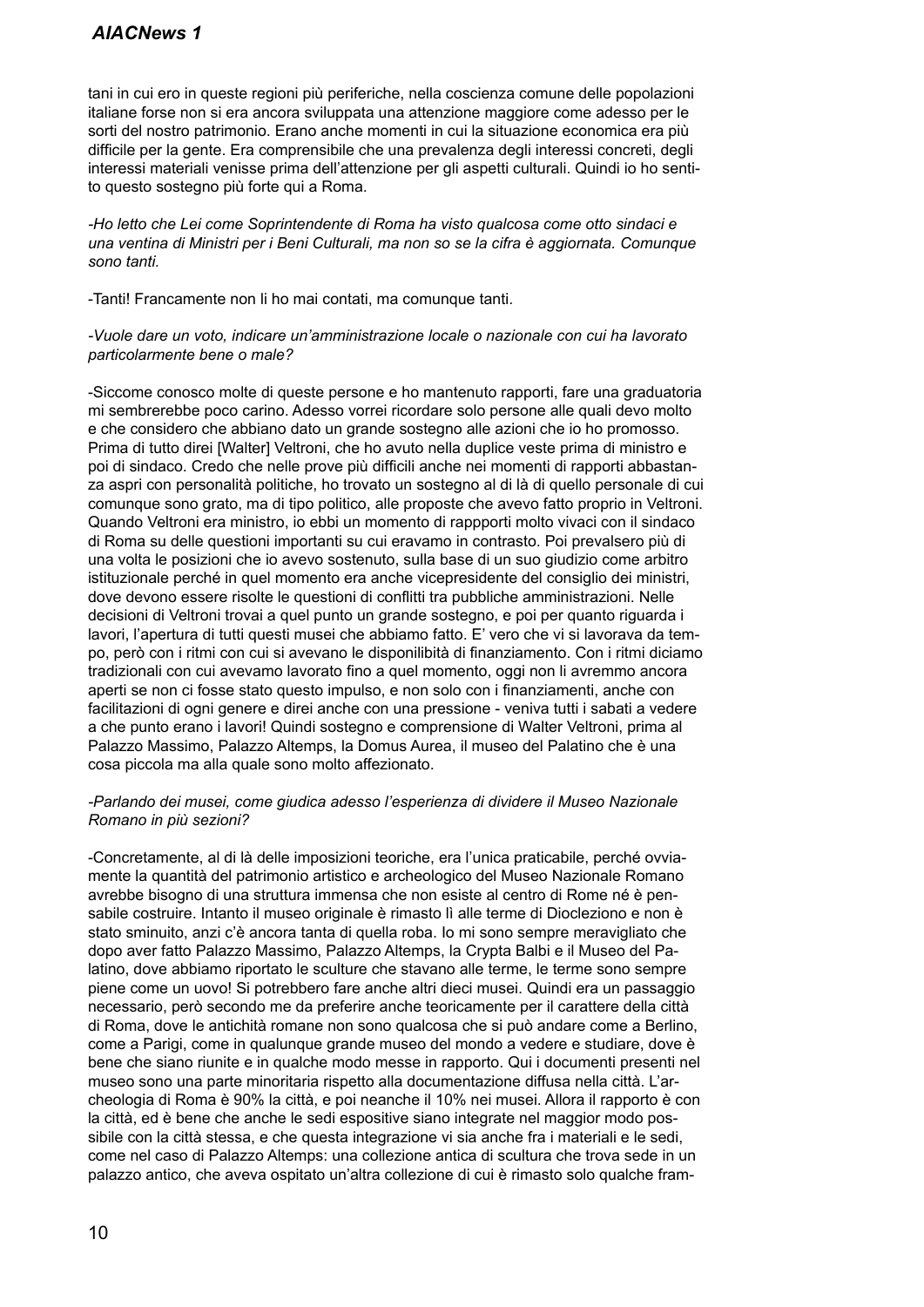tani in cui ero in queste regioni più periferiche, nella coscienza comune delle popolazioni italiane forse non si era ancora sviluppata una attenzione maggiore come adesso per le sorti del nostro patrimonio. Erano anche momenti in cui la situazione economica era più difficile per la gente. Era comprensibile che una prevalenza degli interessi concreti, degli interessi materiali venisse prima dell'attenzione per gli aspetti culturali. Quindi io ho sentito questo sostegno più forte qui a Roma.

*-Ho letto che Lei come Soprintendente di Roma ha visto qualcosa come otto sindaci e una ventina di Ministri per i Beni Culturali, ma non so se la cifra è aggiornata. Comunque sono tanti.*

-Tanti! Francamente non li ho mai contati, ma comunque tanti.

*-Vuole dare un voto, indicare un'amministrazione locale o nazionale con cui ha lavorato particolarmente bene o male?*

-Siccome conosco molte di queste persone e ho mantenuto rapporti, fare una graduatoria mi sembrerebbe poco carino. Adesso vorrei ricordare solo persone alle quali devo molto e che considero che abbiano dato un grande sostegno alle azioni che io ho promosso. Prima di tutto direi [Walter] Veltroni, che ho avuto nella duplice veste prima di ministro e poi di sindaco. Credo che nelle prove più difficili anche nei momenti di rapporti abbastanza aspri con personalità politiche, ho trovato un sostegno al di là di quello personale di cui comunque sono grato, ma di tipo politico, alle proposte che avevo fatto proprio in Veltroni. Quando Veltroni era ministro, io ebbi un momento di rappporti molto vivaci con il sindaco di Roma su delle questioni importanti su cui eravamo in contrasto. Poi prevalsero più di una volta le posizioni che io avevo sostenuto, sulla base di un suo giudizio come arbitro istituzionale perché in quel momento era anche vicepresidente del consiglio dei ministri, dove devono essere risolte le questioni di conflitti tra pubbliche amministrazioni. Nelle decisioni di Veltroni trovai a quel punto un grande sostegno, e poi per quanto riguarda i lavori, l'apertura di tutti questi musei che abbiamo fatto. E' vero che vi si lavorava da tempo, però con i ritmi con cui si avevano le disponibilità di finanziamento. Con i ritmi diciamo tradizionali con cui avevamo lavorato fino a quel momento, oggi non li avremmo ancora aperti se non ci fosse stato questo impulso, e non solo con i finanziamenti, anche con facilitazioni di ogni genere e direi anche con una pressione - veniva tutti i sabati a vedere a che punto erano i lavori! Quindi sostegno e comprensione di Walter Veltroni, prima al Palazzo Massimo, Palazzo Altemps, la Domus Aurea, il museo del Palatino che è una cosa piccola ma alla quale sono molto affezionato.

*-Parlando dei musei, come giudica adesso l'esperienza di dividere il Museo Nazionale Romano in più sezioni?*

-Concretamente, al di là delle imposizioni teoriche, era l'unica praticabile, perché ovviamente la quantità del patrimonio artistico e archeologico del Museo Nazionale Romano avrebbe bisogno di una struttura immensa che non esiste al centro di Rome né è pensabile costruire. Intanto il museo originale è rimasto lì alle terme di Diocleziono e non è stato sminuito, anzi c'è ancora tanta di quella roba. Io mi sono sempre meravigliato che dopo aver fatto Palazzo Massimo, Palazzo Altemps, la Crypta Balbi e il Museo del Palatino, dove abbiamo riportato le sculture che stavano alle terme, le terme sono sempre piene come un uovo! Si potrebbero fare anche altri dieci musei. Quindi era un passaggio necessario, però secondo me da preferire anche teoricamente per il carattere della città di Roma, dove le antichità romane non sono qualcosa che si può andare come a Berlino, come a Parigi, come in qualunque grande museo del mondo a vedere e studiare, dove è bene che siano riunite e in qualche modo messe in rapporto. Qui i documenti presenti nel museo sono una parte minoritaria rispetto alla documentazione diffusa nella città. L'archeologia di Roma è 90% la città, e poi neanche il 10% nei musei. Allora il rapporto è con la città, ed è bene che anche le sedi espositive siano integrate nel maggior modo possibile con la città stessa, e che questa integrazione vi sia anche fra i materiali e le sedi, come nel caso di Palazzo Altemps: una collezione antica di scultura che trova sede in un palazzo antico, che aveva ospitato un'altra collezione di cui è rimasto solo qualche fram-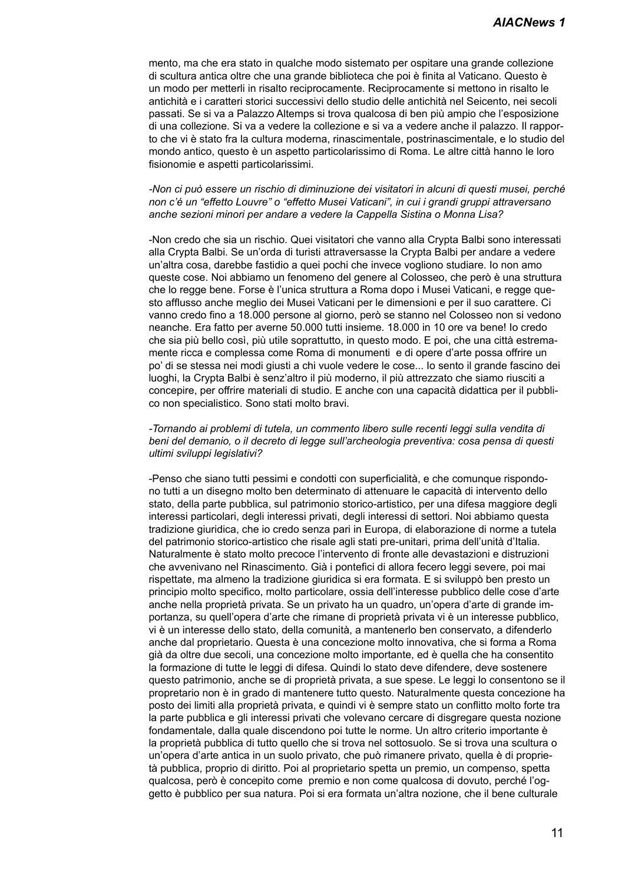mento, ma che era stato in qualche modo sistemato per ospitare una grande collezione di scultura antica oltre che una grande biblioteca che poi è finita al Vaticano. Questo è un modo per metterli in risalto reciprocamente. Reciprocamente si mettono in risalto le antichità e i caratteri storici successivi dello studio delle antichità nel Seicento, nei secoli passati. Se si va a Palazzo Altemps si trova qualcosa di ben più ampio che l'esposizione di una collezione. Si va a vedere la collezione e si va a vedere anche il palazzo. Il rapporto che vi è stato fra la cultura moderna, rinascimentale, postrinascimentale, e lo studio del mondo antico, questo è un aspetto particolarissimo di Roma. Le altre città hanno le loro fisionomie e aspetti particolarissimi.

*-Non ci può essere un rischio di diminuzione dei visitatori in alcuni di questi musei, perché non c'é un "effetto Louvre" o "effetto Musei Vaticani", in cui i grandi gruppi attraversano anche sezioni minori per andare a vedere la Cappella Sistina o Monna Lisa?*

-Non credo che sia un rischio. Quei visitatori che vanno alla Crypta Balbi sono interessati alla Crypta Balbi. Se un'orda di turisti attraversasse la Crypta Balbi per andare a vedere un'altra cosa, darebbe fastidio a quei pochi che invece vogliono studiare. Io non amo queste cose. Noi abbiamo un fenomeno del genere al Colosseo, che però è una struttura che lo regge bene. Forse è l'unica struttura a Roma dopo i Musei Vaticani, e regge questo afflusso anche meglio dei Musei Vaticani per le dimensioni e per il suo carattere. Ci vanno credo fino a 18.000 persone al giorno, però se stanno nel Colosseo non si vedono neanche. Era fatto per averne 50.000 tutti insieme. 18.000 in 10 ore va bene! Io credo che sia più bello così, più utile soprattutto, in questo modo. E poi, che una città estremamente ricca e complessa come Roma di monumenti e di opere d'arte possa offrire un po' di se stessa nei modi giusti a chi vuole vedere le cose... Io sento il grande fascino dei luoghi, la Crypta Balbi è senz'altro il più moderno, il più attrezzato che siamo riusciti a concepire, per offrire materiali di studio. E anche con una capacità didattica per il pubblico non specialistico. Sono stati molto bravi.

*-Tornando ai problemi di tutela, un commento libero sulle recenti leggi sulla vendita di beni del demanio, o il decreto di legge sull'archeologia preventiva: cosa pensa di questi ultimi sviluppi legislativi?*

-Penso che siano tutti pessimi e condotti con superficialità, e che comunque rispondono tutti a un disegno molto ben determinato di attenuare le capacità di intervento dello stato, della parte pubblica, sul patrimonio storico-artistico, per una difesa maggiore degli interessi particolari, degli interessi privati, degli interessi di settori. Noi abbiamo questa tradizione giuridica, che io credo senza pari in Europa, di elaborazione di norme a tutela del patrimonio storico-artistico che risale agli stati pre-unitari, prima dell'unità d'Italia. Naturalmente è stato molto precoce l'intervento di fronte alle devastazioni e distruzioni che avvenivano nel Rinascimento. Già i pontefici di allora fecero leggi severe, poi mai rispettate, ma almeno la tradizione giuridica si era formata. E si sviluppò ben presto un principio molto specifico, molto particolare, ossia dell'interesse pubblico delle cose d'arte anche nella proprietà privata. Se un privato ha un quadro, un'opera d'arte di grande importanza, su quell'opera d'arte che rimane di proprietà privata vi è un interesse pubblico, vi è un interesse dello stato, della comunità, a mantenerlo ben conservato, a difenderlo anche dal proprietario. Questa è una concezione molto innovativa, che si forma a Roma già da oltre due secoli, una concezione molto importante, ed è quella che ha consentito la formazione di tutte le leggi di difesa. Quindi lo stato deve difendere, deve sostenere questo patrimonio, anche se di proprietà privata, a sue spese. Le leggi lo consentono se il propretario non è in grado di mantenere tutto questo. Naturalmente questa concezione ha posto dei limiti alla proprietà privata, e quindi vi è sempre stato un conflitto molto forte tra la parte pubblica e gli interessi privati che volevano cercare di disgregare questa nozione fondamentale, dalla quale discendono poi tutte le norme. Un altro criterio importante è la proprietà pubblica di tutto quello che si trova nel sottosuolo. Se si trova una scultura o un'opera d'arte antica in un suolo privato, che può rimanere privato, quella è di proprietà pubblica, proprio di diritto. Poi al proprietario spetta un premio, un compenso, spetta qualcosa, però è concepito come premio e non come qualcosa di dovuto, perché l'oggetto è pubblico per sua natura. Poi si era formata un'altra nozione, che il bene culturale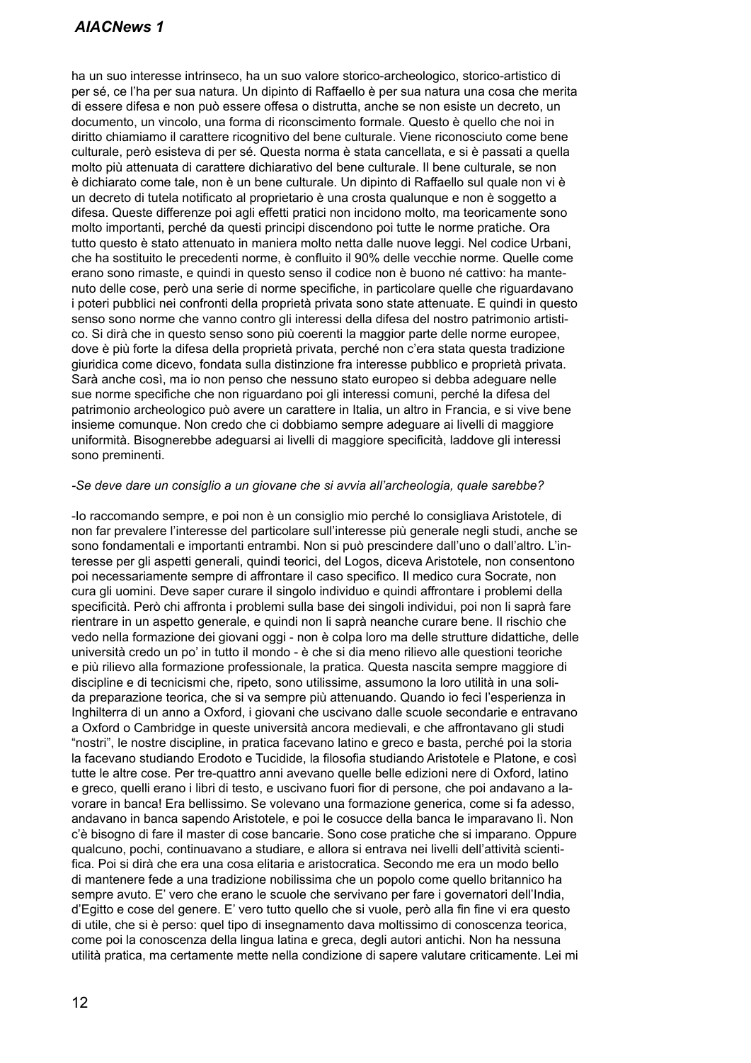ha un suo interesse intrinseco, ha un suo valore storico-archeologico, storico-artistico di per sé, ce l'ha per sua natura. Un dipinto di Raffaello è per sua natura una cosa che merita di essere difesa e non può essere offesa o distrutta, anche se non esiste un decreto, un documento, un vincolo, una forma di riconoscimento formale. Questo è quello che noi in diritto chiamiamo il carattere ricognitivo del bene culturale. Viene riconosciuto come bene culturale, però esisteva di per sé. Questa norma è stata cancellata, e si è passati a quella molto più attenuata di carattere dichiarativo del bene culturale. Il bene culturale, se non è dichiarato come tale, non è un bene culturale. Un dipinto di Raffaello sul quale non vi è un decreto di tutela notificato al proprietario è una crosta qualunque e non è soggetto a difesa. Queste differenze poi agli effetti pratici non incidono molto, ma teoricamente sono molto importanti, perché da questi principi discendono poi tutte le norme pratiche. Ora tutto questo è stato attenuato in maniera molto netta dalle nuove leggi. Nel codice Urbani, che ha sostituito le precedenti norme, è confluito il 90% delle vecchie norme. Quelle come erano sono rimaste, e quindi in questo senso il codice non è buono né cattivo: ha mantenuto delle cose, però una serie di norme specifiche, in particolare quelle che riguardavano i poteri pubblici nei confronti della proprietà privata sono state attenuate. E quindi in questo senso sono norme che vanno contro gli interessi della difesa del nostro patrimonio artistico. Si dirà che in questo senso sono più coerenti la maggior parte delle norme europee, dove è più forte la difesa della proprietà privata, perché non c'era stata questa tradizione giuridica come dicevo, fondata sulla distinzione fra interesse pubblico e proprietà privata. Sarà anche così, ma io non penso che nessuno stato europeo si debba adeguare nelle sue norme specifiche che non riguardano poi gli interessi comuni, perché la difesa del patrimonio archeologico può avere un carattere in Italia, un altro in Francia, e si vive bene insieme comunque. Non credo che ci dobbiamo sempre adeguare ai livelli di maggiore uniformità. Bisognerebbe adeguarsi ai livelli di maggiore specificità, laddove gli interessi sono preminenti.

-*Se deve dare un consiglio a un giovane che si avvia all'archeologia, quale sarebbe?*

-Io raccomando sempre, e poi non è un consiglio mio perché lo consigliava Aristotele, di non far prevalere l'interesse del particolare sull'interesse più generale negli studi, anche se sono fondamentali e importanti entrambi. Non si può prescindere dall'uno o dall'altro. L'interesse per gli aspetti generali, quindi teorici, del Logos, diceva Aristotele, non consentono poi necessariamente sempre di affrontare il caso specifico. Il medico cura Socrate, non cura gli uomini. Deve saper curare il singolo individuo e quindi affrontare i problemi della specificità. Però chi affronta i problemi sulla base dei singoli individui, poi non li saprà fare rientrare in un aspetto generale, e quindi non li saprà neanche curare bene. Il rischio che vedo nella formazione dei giovani oggi - non è colpa loro ma delle strutture didattiche, delle università credo un po' in tutto il mondo - è che si dia meno rilievo alle questioni teoriche e più rilievo alla formazione professionale, la pratica. Questa nascita sempre maggiore di discipline e di tecnicismi che, ripeto, sono utilissime, assumono la loro utilità in una solida preparazione teorica, che si va sempre più attenuando. Quando io feci l'esperienza in Inghilterra di un anno a Oxford, i giovani che uscivano dalle scuole secondarie e entravano a Oxford o Cambridge in queste università ancora medievali, e che affrontavano gli studi "nostri", le nostre discipline, in pratica facevano latino e greco e basta, perché poi la storia la facevano studiando Erodoto e Tucidide, la filosofia studiando Aristotele e Platone, e così tutte le altre cose. Per tre-quattro anni avevano quelle belle edizioni nere di Oxford, latino e greco, quelli erano i libri di testo, e uscivano fuori fior di persone, che poi andavano a lavorare in banca! Era bellissimo. Se volevano una formazione generica, come si fa adesso, andavano in banca sapendo Aristotele, e poi le cosucce della banca le imparavano lì. Non c'è bisogno di fare il master di cose bancarie. Sono cose pratiche che si imparano. Oppure qualcuno, pochi, continuavano a studiare, e allora si entrava nei livelli dell'attività scientifica. Poi si dirà che era una cosa elitaria e aristocratica. Secondo me era un modo bello di mantenere fede a una tradizione nobilissima che un popolo come quello britannico ha sempre avuto. E' vero che erano le scuole che servivano per fare i governatori dell'India, d'Egitto e cose del genere. E' vero tutto quello che si vuole, però alla fin fine vi era questo di utile, che si è perso: quel tipo di insegnamento dava moltissimo di conoscenza teorica, come poi la conoscenza della lingua latina e greca, degli autori antichi. Non ha nessuna utilità pratica, ma certamente mette nella condizione di sapere valutare criticamente. Lei mi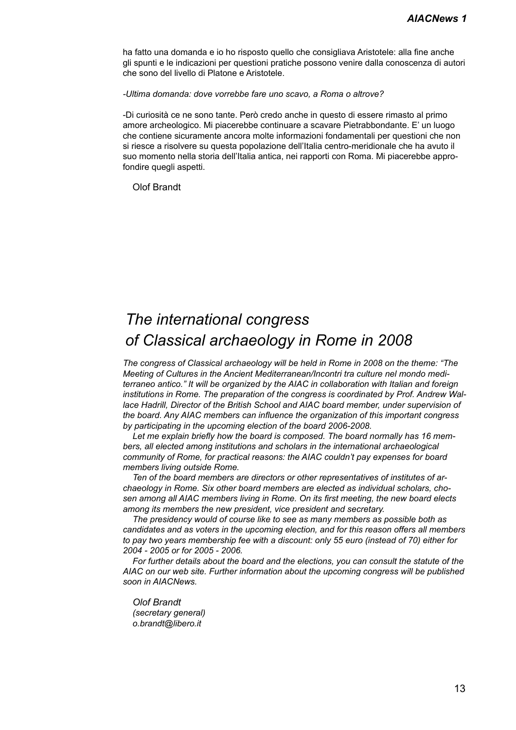ha fatto una domanda e io ho risposto quello che consigliava Aristotele: alla fine anche gli spunti e le indicazioni per questioni pratiche possono venire dalla conoscenza di autori che sono del livello di Platone e Aristotele.

*-Ultima domanda: dove vorrebbe fare uno scavo, a Roma o altrove?*

-Di curiosità ce ne sono tante. Però credo anche in questo di essere rimasto al primo amore archeologico. Mi piacerebbe continuare a scavare Pietrabbondante. E' un luogo che contiene sicuramente ancora molte informazioni fondamentali per questioni che non si riesce a risolvere su questa popolazione dell'Italia centro-meridionale che ha avuto il suo momento nella storia dell'Italia antica, nei rapporti con Roma. Mi piacerebbe approfondire quegli aspetti.

Olof Brandt

# *The international congress of Classical archaeology in Rome in 2008*

*The congress of Classical archaeology will be held in Rome in 2008 on the theme: "The Meeting of Cultures in the Ancient Mediterranean/Incontri tra culture nel mondo mediterraneo antico." It will be organized by the AIAC in collaboration with Italian and foreign institutions in Rome. The preparation of the congress is coordinated by Prof. Andrew Wallace Hadrill, Director of the British School and AIAC board member, under supervision of the board. Any AIAC members can influence the organization of this important congress by participating in the upcoming election of the board 2006-2008.*

*Let me explain briefly how the board is composed. The board normally has 16 members, all elected among institutions and scholars in the international archaeological community of Rome, for practical reasons: the AIAC couldn't pay expenses for board members living outside Rome.*

*Ten of the board members are directors or other representatives of institutes of archaeology in Rome. Six other board members are elected as individual scholars, chosen among all AIAC members living in Rome. On its first meeting, the new board elects among its members the new president, vice president and secretary.*

*The presidency would of course like to see as many members as possible both as candidates and as voters in the upcoming election, and for this reason offers all members to pay two years membership fee with a discount: only 55 euro (instead of 70) either for 2004 - 2005 or for 2005 - 2006.*

*For further details about the board and the elections, you can consult the statute of the AIAC on our web site. Further information about the upcoming congress will be published soon in AIACNews.*

*Olof Brandt*
*(secretary general)*
*o.brandt@libero.it*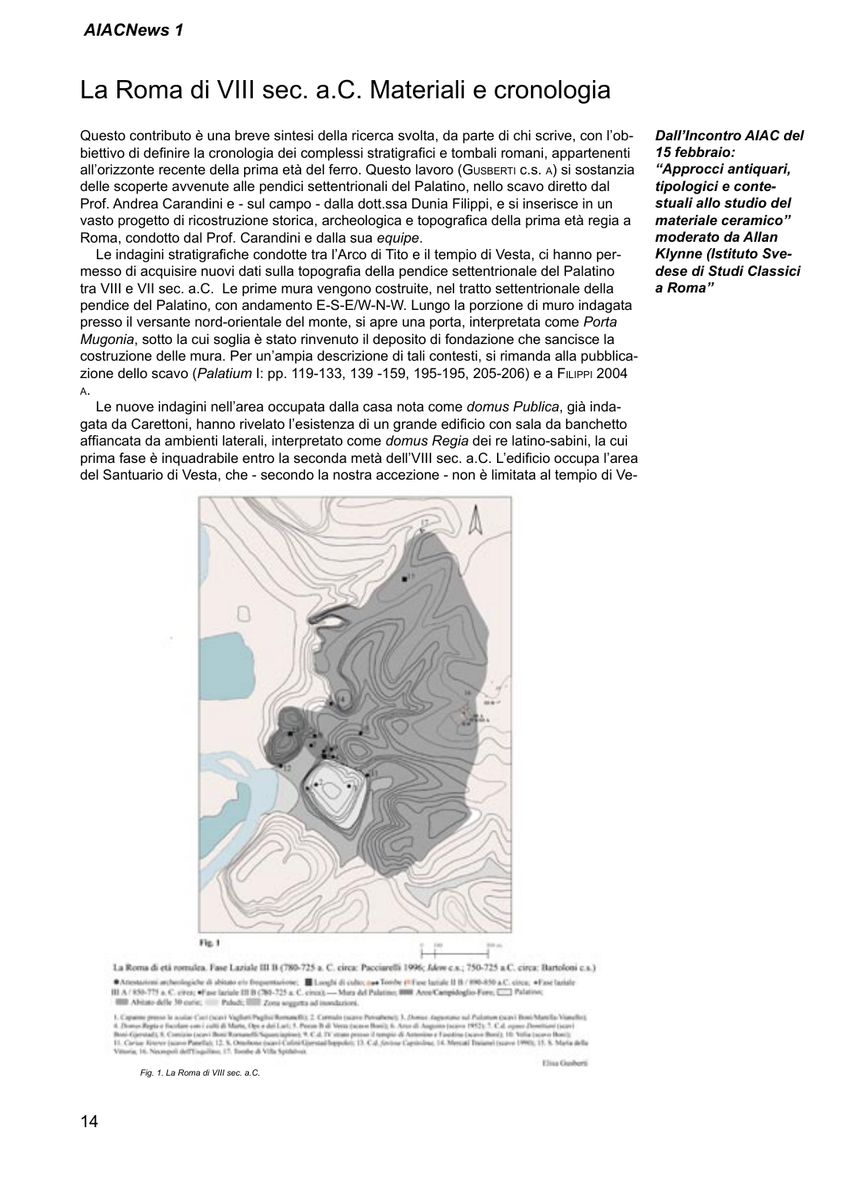# La Roma di VIII sec. a.C. Materiali e cronologia

*Dall'Incontro AIAC del 15 febbraio: "Approcci antiquari, tipologici e contestuali allo studio del materiale ceramico" moderato da Allan Klynne (Istituto Svedese di Studi Classici a Roma"*

Questo contributo è una breve sintesi della ricerca svolta, da parte di chi scrive, con l'obbiettivo di definire la cronologia dei complessi stratigrafici e tombali romani, appartenenti all'orizzonte recente della prima età del ferro. Questo lavoro (Gusberti c.s. a) si sostanzia delle scoperte avvenute alle pendici settentrionali del Palatino, nello scavo diretto dal Prof. Andrea Carandini e - sul campo - dalla dott.ssa Dunia Filippi, e si inserisce in un vasto progetto di ricostruzione storica, archeologica e topografica della prima età regia a Roma, condotto dal Prof. Carandini e dalla sua *equipe*.

Le indagini stratigrafiche condotte tra l'Arco di Tito e il tempio di Vesta, ci hanno permesso di acquisire nuovi dati sulla topografia della pendice settentrionale del Palatino tra VIII e VII sec. a.C. Le prime mura vengono costruite, nel tratto settentrionale della pendice del Palatino, con andamento E-S-E/W-N-W. Lungo la porzione di muro indagata presso il versante nord-orientale del monte, si apre una porta, interpretata come *Porta Mugonia*, sotto la cui soglia è stato rinvenuto il deposito di fondazione che sancisce la costruzione delle mura. Per un'ampia descrizione di tali contesti, si rimanda alla pubblicazione dello scavo (*Palatium* I: pp. 119-133, 139 -159, 195-195, 205-206) e a Filippi 2004 a.

Le nuove indagini nell'area occupata dalla casa nota come *domus Publica*, già indagata da Carettoni, hanno rivelato l'esistenza di un grande edificio con sala da banchetto affiancata da ambienti laterali, interpretato come *domus Regia* dei re latino-sabini, la cui prima fase è inquadrabile entro la seconda metà dell'VIII sec. a.C. L'edificio occupa l'area del Santuario di Vesta, che - secondo la nostra accezione - non è limitata al tempio di Ve-

Fig. 1. La Roma di VIII sec. a.C.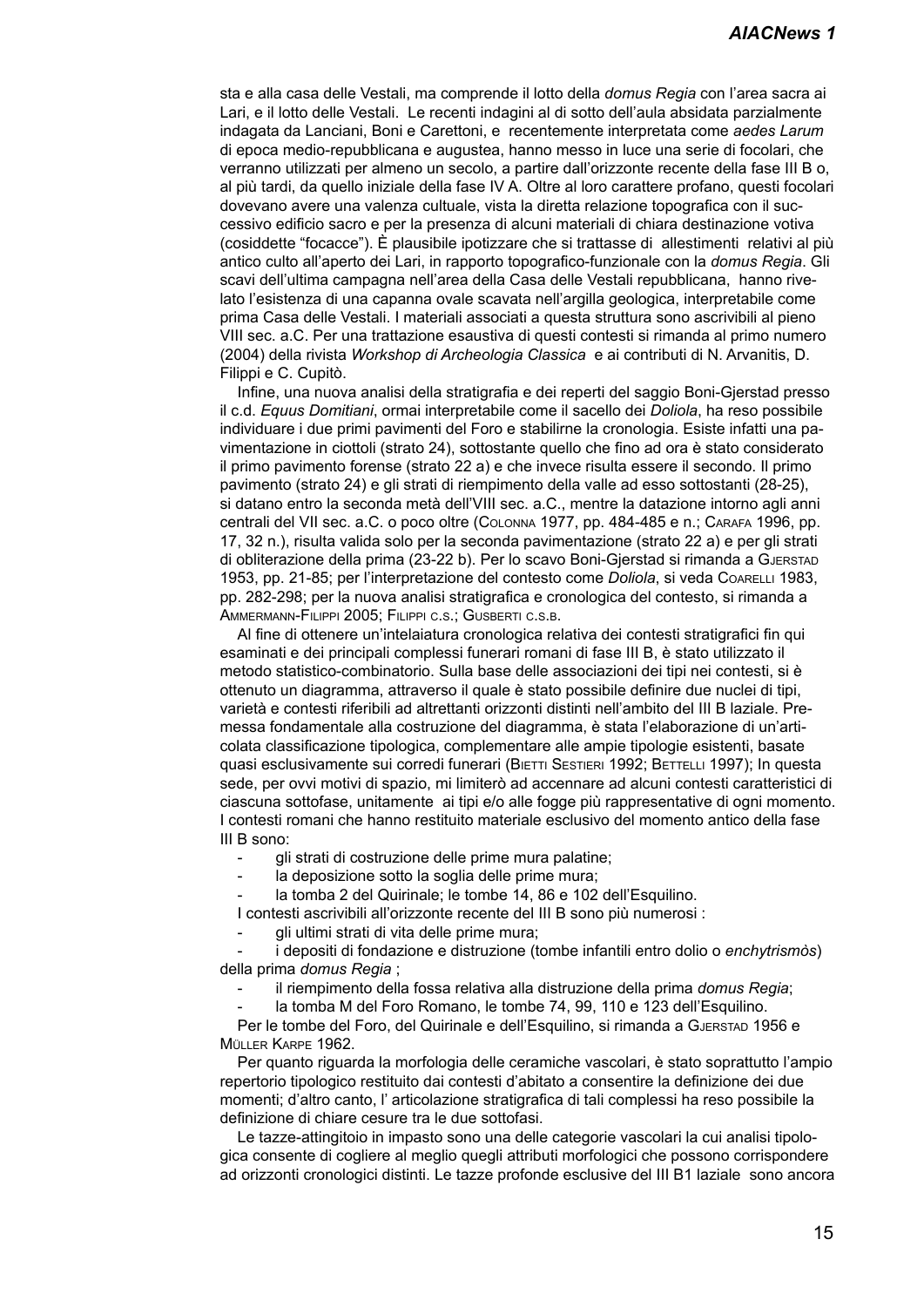sta e alla casa delle Vestali, ma comprende il lotto della *domus Regia* con l'area sacra ai Lari, e il lotto delle Vestali. Le recenti indagini al di sotto dell'aula absidata parzialmente indagata da Lanciani, Boni e Carettoni, e recentemente interpretata come *aedes Larum* di epoca medio-repubblicana e augustea, hanno messo in luce una serie di focolari, che verranno utilizzati per almeno un secolo, a partire dall'orizzonte recente della fase III B o, al più tardi, da quello iniziale della fase IV A. Oltre al loro carattere profano, questi focolari dovevano avere una valenza cultuale, vista la diretta relazione topografica con il successivo edificio sacro e per la presenza di alcuni materiali di chiara destinazione votiva (cosiddette "focacce"). È plausibile ipotizzare che si trattasse di allestimenti relativi al più antico culto all'aperto dei Lari, in rapporto topografico-funzionale con la *domus Regia*. Gli scavi dell'ultima campagna nell'area della Casa delle Vestali repubblicana, hanno rivelato l'esistenza di una capanna ovale scavata nell'argilla geologica, interpretabile come prima Casa delle Vestali. I materiali associati a questa struttura sono ascrivibili al pieno VIII sec. a.C. Per una trattazione esaustiva di questi contesti si rimanda al primo numero (2004) della rivista *Workshop di Archeologia Classica* e ai contributi di N. Arvanitis, D. Filippi e C. Cupitò.

Infine, una nuova analisi della stratigrafia e dei reperti del saggio Boni-Gjerstad presso il c.d. *Equus Domitiani*, ormai interpretabile come il sacello dei *Doliola*, ha reso possibile individuare i due primi pavimenti del Foro e stabilirne la cronologia. Esiste infatti una pavimentazione in ciottoli (strato 24), sottostante quello che fino ad ora è stato considerato il primo pavimento forense (strato 22 a) e che invece risulta essere il secondo. Il primo pavimento (strato 24) e gli strati di riempimento della valle ad esso sottostanti (28-25), si datano entro la seconda metà dell'VIII sec. a.C., mentre la datazione intorno agli anni centrali del VII sec. a.C. o poco oltre (Colonna 1977, pp. 484-485 e n.; Carafa 1996, pp. 17, 32 n.), risulta valida solo per la seconda pavimentazione (strato 22 a) e per gli strati di obliterazione della prima (23-22 b). Per lo scavo Boni-Gjerstad si rimanda a Gjerstad 1953, pp. 21-85; per l'interpretazione del contesto come *Doliola*, si veda Coarelli 1983, pp. 282-298; per la nuova analisi stratigrafica e cronologica del contesto, si rimanda a Ammermann-Filippi 2005; Filippi c.s.; Gusberti c.s.b.

Al fine di ottenere un'intelaiatura cronologica relativa dei contesti stratigrafici fin qui esaminati e dei principali complessi funerari romani di fase III B, è stato utilizzato il metodo statistico-combinatorio. Sulla base delle associazioni dei tipi nei contesti, si è ottenuto un diagramma, attraverso il quale è stato possibile definire due nuclei di tipi, varietà e contesti riferibili ad altrettanti orizzonti distinti nell'ambito del III B laziale. Premessa fondamentale alla costruzione del diagramma, è stata l'elaborazione di un'articolata classificazione tipologica, complementare alle ampie tipologie esistenti, basate quasi esclusivamente sui corredi funerari (Bietti Sestieri 1992; Bettelli 1997); In questa sede, per ovvi motivi di spazio, mi limiterò ad accennare ad alcuni contesti caratteristici di ciascuna sottofase, unitamente ai tipi e/o alle fogge più rappresentative di ogni momento. I contesti romani che hanno restituito materiale esclusivo del momento antico della fase III B sono:

- gli strati di costruzione delle prime mura palatine;
- la deposizione sotto la soglia delle prime mura;
- la tomba 2 del Quirinale; le tombe 14, 86 e 102 dell'Esquilino.

I contesti ascrivibili all'orizzonte recente del III B sono più numerosi :

- gli ultimi strati di vita delle prime mura;
- i depositi di fondazione e distruzione (tombe infantili entro dolio o *enchytrismòs*) della prima *domus Regia* ;
- il riempimento della fossa relativa alla distruzione della prima *domus Regia*;
- la tomba M del Foro Romano, le tombe 74, 99, 110 e 123 dell'Esquilino.

Per le tombe del Foro, del Quirinale e dell'Esquilino, si rimanda a Gjerstad 1956 e Müller Karpe 1962.

Per quanto riguarda la morfologia delle ceramiche vascolari, è stato soprattutto l'ampio repertorio tipologico restituito dai contesti d'abitato a consentire la definizione dei due momenti; d'altro canto, l' articolazione stratigrafica di tali complessi ha reso possibile la definizione di chiare cesure tra le due sottofasi.

Le tazze-attingitoio in impasto sono una delle categorie vascolari la cui analisi tipologica consente di cogliere al meglio quegli attributi morfologici che possono corrispondere ad orizzonti cronologici distinti. Le tazze profonde esclusive del III B1 laziale sono ancora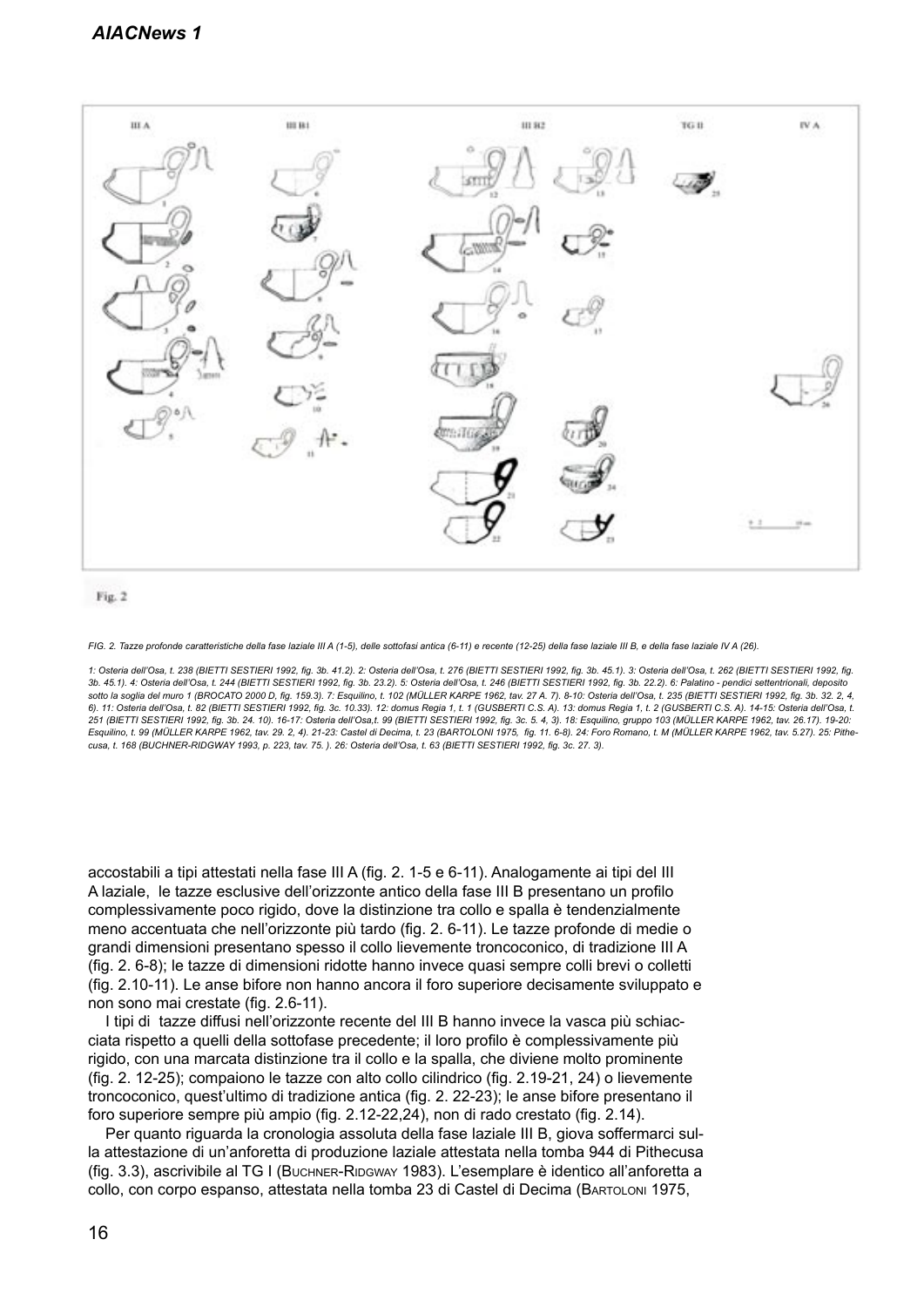Fig. 2

*FIG. 2. Tazze profonde caratteristiche della fase laziale III A (1-5), delle sottofasi antica (6-11) e recente (12-25) della fase laziale III B, e della fase laziale IV A (26).*

*1: Osteria dell'Osa, t. 238 (BIETTI SESTIERI 1992, fig. 3b. 41.2). 2: Osteria dell'Osa, t. 276 (BIETTI SESTIERI 1992, fig. 3b. 45.1). 3: Osteria dell'Osa, t. 262 (BIETTI SESTIERI 1992, fig. 3b. 45.1). 4: Osteria dell'Osa, t. 244 (BIETTI SESTIERI 1992, fig. 3b. 23.2). 5: Osteria dell'Osa, t. 246 (BIETTI SESTIERI 1992, fig. 3b. 22.2). 6: Palatino - pendici settentrionali, deposito sotto la soglia del muro 1 (BROCATO 2000 D, fig. 159.3). 7: Esquilino, t. 102 (MÜLLER KARPE 1962, tav. 27 A. 7). 8-10: Osteria dell'Osa, t. 235 (BIETTI SESTIERI 1992, fig. 3b. 32. 2, 4, 6). 11: Osteria dell'Osa, t. 82 (BIETTI SESTIERI 1992, fig. 3c. 10.33). 12: domus Regia 1, t. 1 (GUSBERTI C.S. A). 13: domus Regia 1, t. 2 (GUSBERTI C.S. A). 14-15: Osteria dell'Osa, t. 251 (BIETTI SESTIERI 1992, fig. 3b. 24. 10). 16-17: Osteria dell'Osa,t. 99 (BIETTI SESTIERI 1992, fig. 3c. 5. 4, 3). 18: Esquilino, gruppo 103 (MÜLLER KARPE 1962, tav. 26.17). 19-20: Esquilino, t. 99 (MÜLLER KARPE 1962, tav. 29. 2, 4). 21-23: Castel di Decima, t. 23 (BARTOLONI 1975, fig. 11. 6-8). 24: Foro Romano, t. M (MÜLLER KARPE 1962, tav. 5.27). 25: Pithecusa, t. 168 (BUCHNER-RIDGWAY 1993, p. 223, tav. 75. ). 26: Osteria dell'Osa, t. 63 (BIETTI SESTIERI 1992, fig. 3c. 27. 3).*

accostabili a tipi attestati nella fase III A (fig. 2. 1-5 e 6-11). Analogamente ai tipi del III A laziale, le tazze esclusive dell'orizzonte antico della fase III B presentano un profilo complessivamente poco rigido, dove la distinzione tra collo e spalla è tendenzialmente meno accentuata che nell'orizzonte più tardo (fig. 2. 6-11). Le tazze profonde di medie o grandi dimensioni presentano spesso il collo lievemente troncoconico, di tradizione III A (fig. 2. 6-8); le tazze di dimensioni ridotte hanno invece quasi sempre colli brevi o colletti (fig. 2.10-11). Le anse bifore non hanno ancora il foro superiore decisamente sviluppato e non sono mai crestate (fig. 2.6-11).

I tipi di tazze diffusi nell'orizzonte recente del III B hanno invece la vasca più schiacciata rispetto a quelli della sottofase precedente; il loro profilo è complessivamente più rigido, con una marcata distinzione tra il collo e la spalla, che diviene molto prominente (fig. 2. 12-25); compaiono le tazze con alto collo cilindrico (fig. 2.19-21, 24) o lievemente troncoconico, quest'ultimo di tradizione antica (fig. 2. 22-23); le anse bifore presentano il foro superiore sempre più ampio (fig. 2.12-22,24), non di rado crestato (fig. 2.14).

Per quanto riguarda la cronologia assoluta della fase laziale III B, giova soffermarci sulla attestazione di un'anforetta di produzione laziale attestata nella tomba 944 di Pithecusa (fig. 3.3), ascrivibile al TG I (Buchner-Ridgway 1983). L'esemplare è identico all'anforetta a collo, con corpo espanso, attestata nella tomba 23 di Castel di Decima (Bartoloni 1975,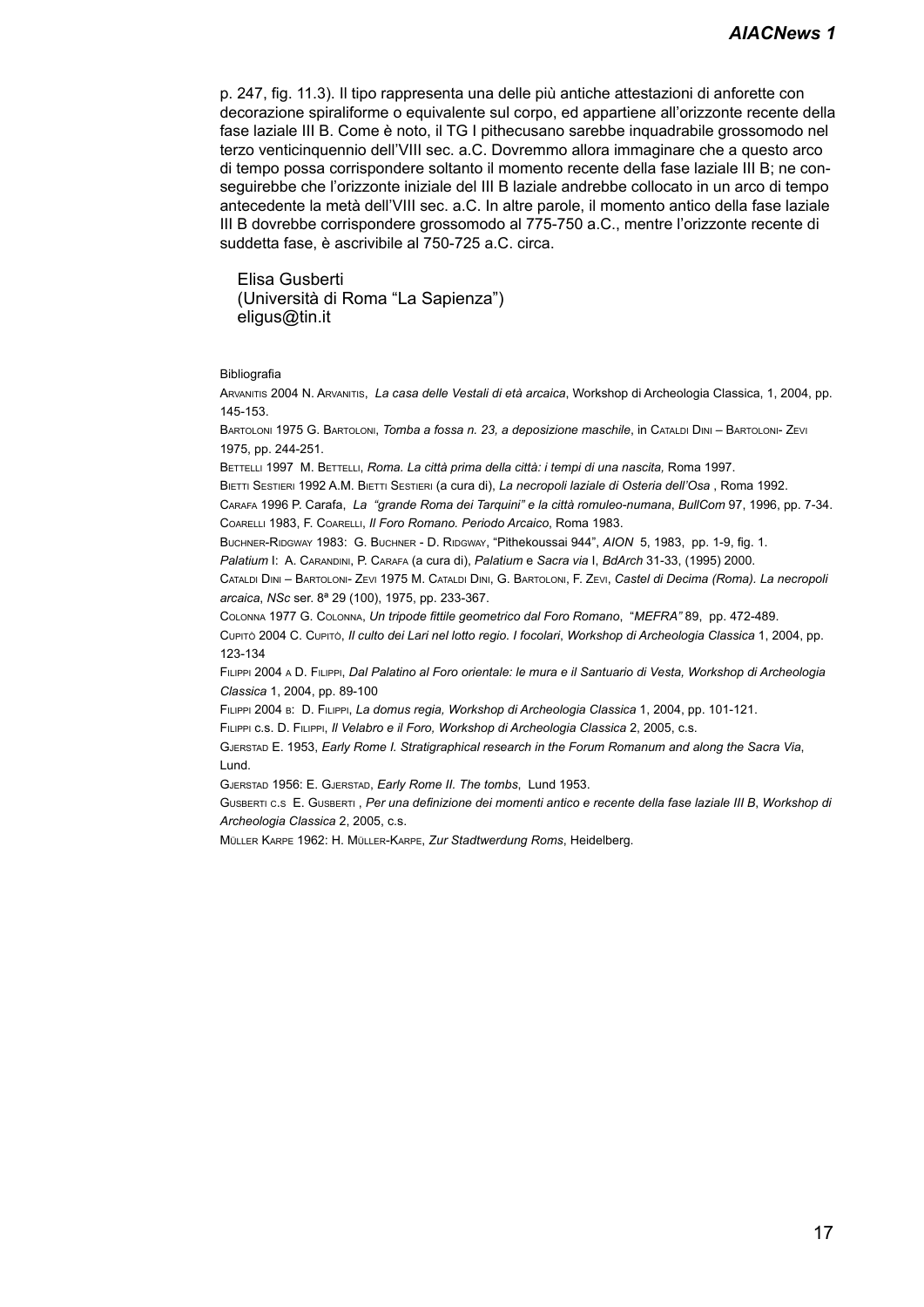p. 247, fig. 11.3). Il tipo rappresenta una delle più antiche attestazioni di anforette con decorazione spiraliforme o equivalente sul corpo, ed appartiene all'orizzonte recente della fase laziale III B. Come è noto, il TG I pithecusano sarebbe inquadrabile grossomodo nel terzo venticinquennio dell'VIII sec. a.C. Dovremmo allora immaginare che a questo arco di tempo possa corrispondere soltanto il momento recente della fase laziale III B; ne conseguirebbe che l'orizzonte iniziale del III B laziale andrebbe collocato in un arco di tempo antecedente la metà dell'VIII sec. a.C. In altre parole, il momento antico della fase laziale III B dovrebbe corrispondere grossomodo al 775-750 a.C., mentre l'orizzonte recente di suddetta fase, è ascrivibile al 750-725 a.C. circa.

Elisa Gusberti
(Università di Roma "La Sapienza")
eligus@tin.it

Bibliografia

Arvanitis 2004 N. Arvanitis, *La casa delle Vestali di età arcaica*, Workshop di Archeologia Classica, 1, 2004, pp. 145-153.

Bartoloni 1975 G. Bartoloni, *Tomba a fossa n. 23, a deposizione maschile*, in Cataldi Dini – Bartoloni- Zevi 1975, pp. 244-251.

Bettelli 1997 M. Bettelli, *Roma. La città prima della città: i tempi di una nascita,* Roma 1997.

Bietti Sestieri 1992 A.M. Bietti Sestieri (a cura di), *La necropoli laziale di Osteria dell'Osa* , Roma 1992.

Carafa 1996 P. Carafa, *La "grande Roma dei Tarquini" e la città romuleo-numana*, *BullCom* 97, 1996, pp. 7-34.

Coarelli 1983, F. Coarelli, *Il Foro Romano. Periodo Arcaico*, Roma 1983.

Buchner-Ridgway 1983: G. Buchner - D. Ridgway, "Pithekoussai 944", *AION* 5, 1983, pp. 1-9, fig. 1.

*Palatium* I: A. Carandini, P. Carafa (a cura di), *Palatium* e *Sacra via* I, *BdArch* 31-33, (1995) 2000.

Cataldi Dini – Bartoloni- Zevi 1975 M. Cataldi Dini, G. Bartoloni, F. Zevi, *Castel di Decima (Roma). La necropoli arcaica*, *NSc* ser. 8ª 29 (100), 1975, pp. 233-367.

Colonna 1977 G. Colonna, *Un tripode fittile geometrico dal Foro Romano*, "*MEFRA"* 89, pp. 472-489.

Cupitò 2004 C. Cupitò, *Il culto dei Lari nel lotto regio. I focolari*, *Workshop di Archeologia Classica* 1, 2004, pp. 123-134

Filippi 2004 a D. Filippi, *Dal Palatino al Foro orientale: le mura e il Santuario di Vesta, Workshop di Archeologia Classica* 1, 2004, pp. 89-100

Filippi 2004 b: D. Filippi, *La domus regia, Workshop di Archeologia Classica* 1, 2004, pp. 101-121.

Filippi c.s. D. Filippi, *Il Velabro e il Foro, Workshop di Archeologia Classica* 2, 2005, c.s.

Gjerstad E. 1953, *Early Rome I. Stratigraphical research in the Forum Romanum and along the Sacra Via*, Lund.

Gjerstad 1956: E. Gjerstad, *Early Rome II. The tombs*, Lund 1953.

Gusberti c.s E. Gusberti , *Per una definizione dei momenti antico e recente della fase laziale III B*, *Workshop di Archeologia Classica* 2, 2005, c.s.

Müller Karpe 1962: H. Müller-Karpe, *Zur Stadtwerdung Roms*, Heidelberg.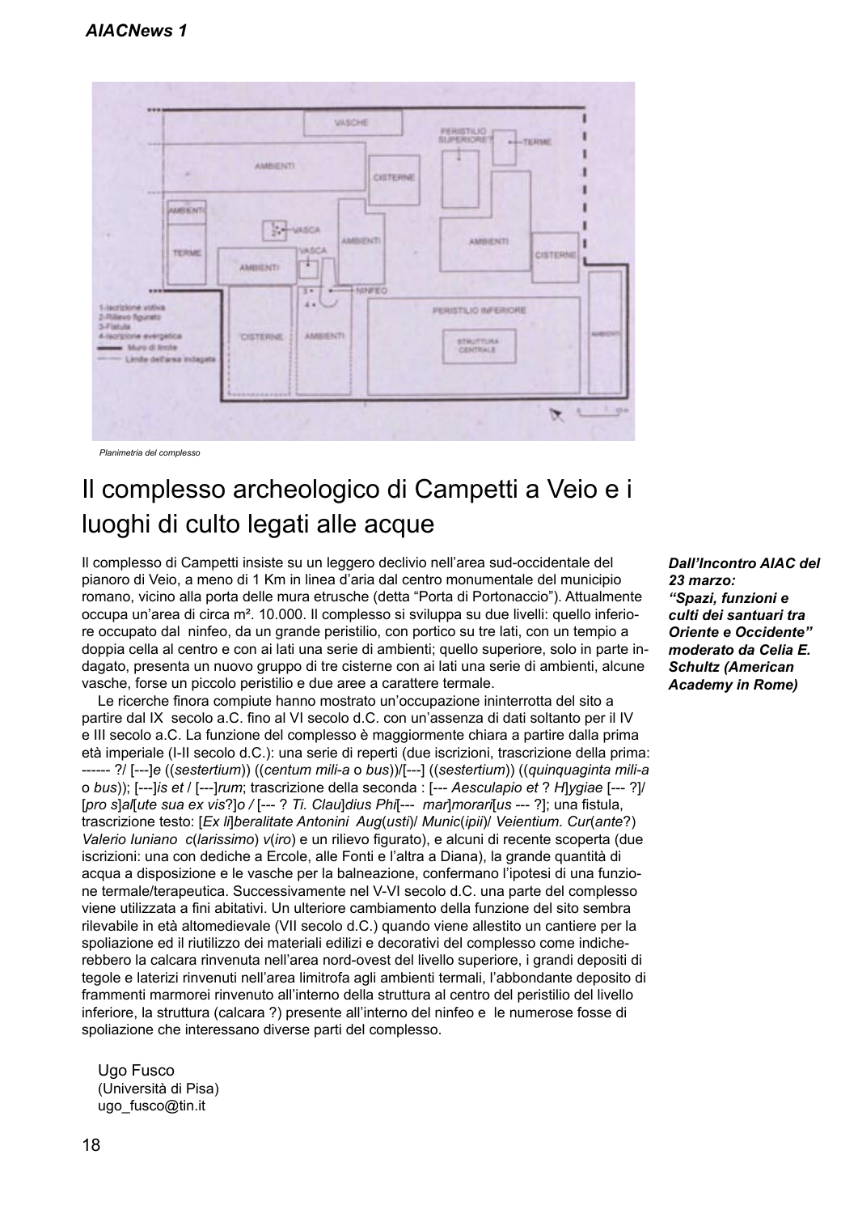Planimetria del complesso

# Il complesso archeologico di Campetti a Veio e i luoghi di culto legati alle acque

***Dall'Incontro AIAC del 23 marzo: "Spazi, funzioni e culti dei santuari tra Oriente e Occidente" moderato da Celia E. Schultz (American Academy in Rome)***

Il complesso di Campetti insiste su un leggero declivio nell'area sud-occidentale del pianoro di Veio, a meno di 1 Km in linea d'aria dal centro monumentale del municipio romano, vicino alla porta delle mura etrusche (detta "Porta di Portonaccio"). Attualmente occupa un'area di circa m². 10.000. Il complesso si sviluppa su due livelli: quello inferiore occupato dal ninfeo, da un grande peristilio, con portico su tre lati, con un tempio a doppia cella al centro e con ai lati una serie di ambienti; quello superiore, solo in parte indagato, presenta un nuovo gruppo di tre cisterne con ai lati una serie di ambienti, alcune vasche, forse un piccolo peristilio e due aree a carattere termale.

Le ricerche finora compiute hanno mostrato un'occupazione ininterrotta del sito a partire dal IX secolo a.C. fino al VI secolo d.C. con un'assenza di dati soltanto per il IV e III secolo a.C. La funzione del complesso è maggiormente chiara a partire dalla prima età imperiale (I-II secolo d.C.): una serie di reperti (due iscrizioni, trascrizione della prima: ------ ?/ [---]*e* ((*sestertium*)) ((*centum mili-a* o *bus*))/[---] ((*sestertium*)) ((*quinquaginta mili-a* o *bus*)); [---]*is et* / [---]*rum*; trascrizione della seconda : [--- *Aesculapio et* ? *H*]*ygiae* [--- ?]/ [*pro s*]*al*[*ute sua ex vis*?]*o /* [--- ? *Ti. Clau*]*dius Phi*[--- *mar*]*morari*[*us* --- ?]; una fistula, trascrizione testo: [*Ex li*]*beralitate Antonini Aug*(*usti*)/ *Munic*(*ipii*)/ *Veientium. Cur*(*ante*?) *Valerio Iuniano c*(*larissimo*) *v*(*iro*) e un rilievo figurato), e alcuni di recente scoperta (due iscrizioni: una con dediche a Ercole, alle Fonti e l'altra a Diana), la grande quantità di acqua a disposizione e le vasche per la balneazione, confermano l'ipotesi di una funzione termale/terapeutica. Successivamente nel V-VI secolo d.C. una parte del complesso viene utilizzata a fini abitativi. Un ulteriore cambiamento della funzione del sito sembra rilevabile in età altomedievale (VII secolo d.C.) quando viene allestito un cantiere per la spoliazione ed il riutilizzo dei materiali edilizi e decorativi del complesso come indicherebbero la calcara rinvenuta nell'area nord-ovest del livello superiore, i grandi depositi di tegole e laterizi rinvenuti nell'area limitrofa agli ambienti termali, l'abbondante deposito di frammenti marmorei rinvenuto all'interno della struttura al centro del peristilio del livello inferiore, la struttura (calcara ?) presente all'interno del ninfeo e le numerose fosse di spoliazione che interessano diverse parti del complesso.

Ugo Fusco
(Università di Pisa)
ugo_fusco@tin.it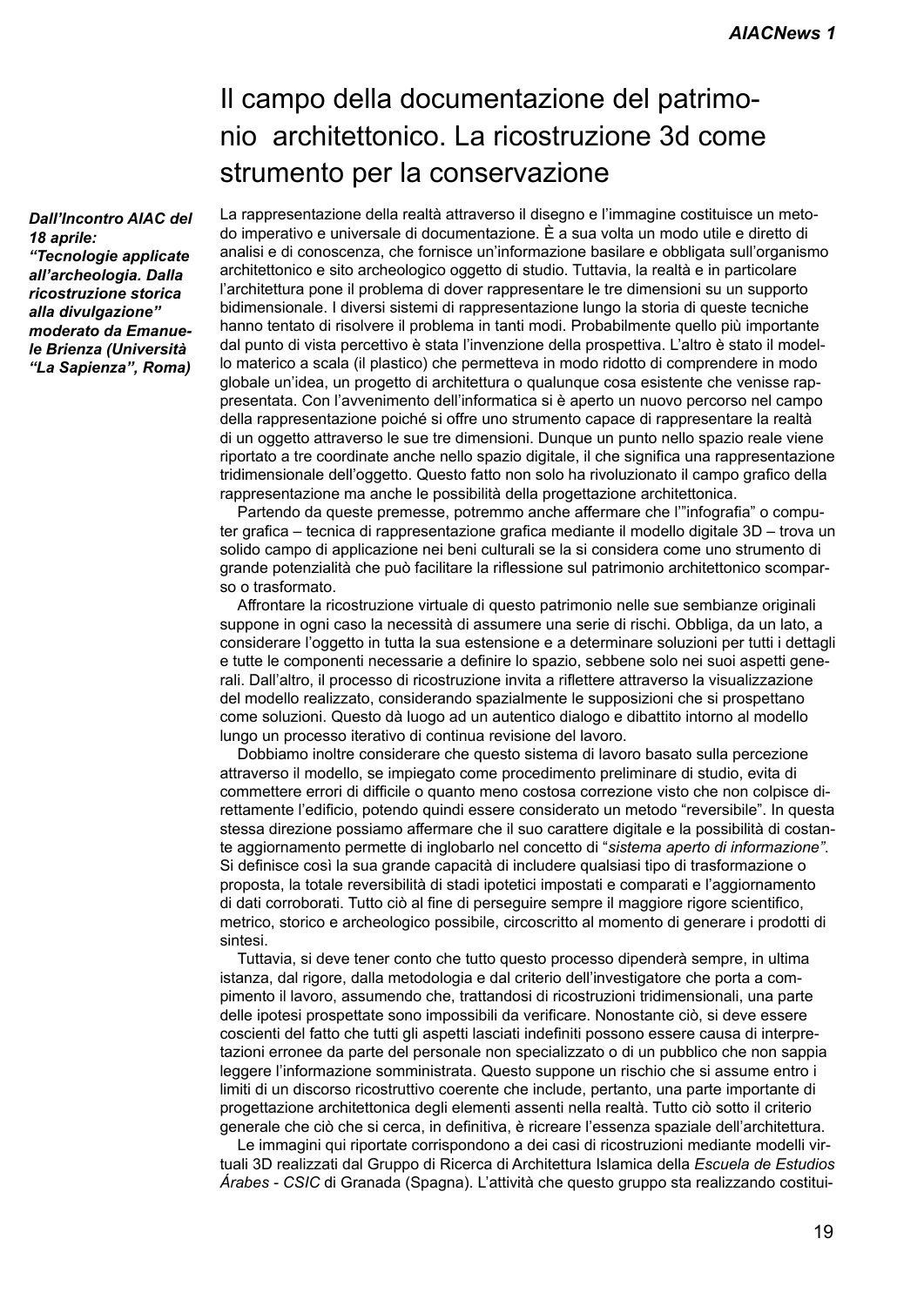# Il campo della documentazione del patrimonio architettonico. La ricostruzione 3d come strumento per la conservazione

***Dall'Incontro AIAC del 18 aprile: "Tecnologie applicate all'archeologia. Dalla ricostruzione storica alla divulgazione" moderato da Emanuele Brienza (Università "La Sapienza", Roma)***

La rappresentazione della realtà attraverso il disegno e l'immagine costituisce un metodo imperativo e universale di documentazione. È a sua volta un modo utile e diretto di analisi e di conoscenza, che fornisce un'informazione basilare e obbligata sull'organismo architettonico e sito archeologico oggetto di studio. Tuttavia, la realtà e in particolare l'architettura pone il problema di dover rappresentare le tre dimensioni su un supporto bidimensionale. I diversi sistemi di rappresentazione lungo la storia di queste tecniche hanno tentato di risolvere il problema in tanti modi. Probabilmente quello più importante dal punto di vista percettivo è stata l'invenzione della prospettiva. L'altro è stato il modello materico a scala (il plastico) che permetteva in modo ridotto di comprendere in modo globale un'idea, un progetto di architettura o qualunque cosa esistente che venisse rappresentata. Con l'avvenimento dell'informatica si è aperto un nuovo percorso nel campo della rappresentazione poiché si offre uno strumento capace di rappresentare la realtà di un oggetto attraverso le sue tre dimensioni. Dunque un punto nello spazio reale viene riportato a tre coordinate anche nello spazio digitale, il che significa una rappresentazione tridimensionale dell'oggetto. Questo fatto non solo ha rivoluzionato il campo grafico della rappresentazione ma anche le possibilità della progettazione architettonica.

Partendo da queste premesse, potremmo anche affermare che l'"infografia" o computer grafica – tecnica di rappresentazione grafica mediante il modello digitale 3D – trova un solido campo di applicazione nei beni culturali se la si considera come uno strumento di grande potenzialità che può facilitare la riflessione sul patrimonio architettonico scomparso o trasformato.

Affrontare la ricostruzione virtuale di questo patrimonio nelle sue sembianze originali suppone in ogni caso la necessità di assumere una serie di rischi. Obbliga, da un lato, a considerare l'oggetto in tutta la sua estensione e a determinare soluzioni per tutti i dettagli e tutte le componenti necessarie a definire lo spazio, sebbene solo nei suoi aspetti generali. Dall'altro, il processo di ricostruzione invita a riflettere attraverso la visualizzazione del modello realizzato, considerando spazialmente le supposizioni che si prospettano come soluzioni. Questo dà luogo ad un autentico dialogo e dibattito intorno al modello lungo un processo iterativo di continua revisione del lavoro.

Dobbiamo inoltre considerare che questo sistema di lavoro basato sulla percezione attraverso il modello, se impiegato come procedimento preliminare di studio, evita di commettere errori di difficile o quanto meno costosa correzione visto che non colpisce direttamente l'edificio, potendo quindi essere considerato un metodo "reversibile". In questa stessa direzione possiamo affermare che il suo carattere digitale e la possibilità di costante aggiornamento permette di inglobarlo nel concetto di "*sistema aperto di informazione"*. Si definisce così la sua grande capacità di includere qualsiasi tipo di trasformazione o proposta, la totale reversibilità di stadi ipotetici impostati e comparati e l'aggiornamento di dati corroborati. Tutto ciò al fine di perseguire sempre il maggiore rigore scientifico, metrico, storico e archeologico possibile, circoscritto al momento di generare i prodotti di sintesi.

Tuttavia, si deve tener conto che tutto questo processo dipenderà sempre, in ultima istanza, dal rigore, dalla metodologia e dal criterio dell'investigatore che porta a compimento il lavoro, assumendo che, trattandosi di ricostruzioni tridimensionali, una parte delle ipotesi prospettate sono impossibili da verificare. Nonostante ciò, si deve essere coscienti del fatto che tutti gli aspetti lasciati indefiniti possono essere causa di interpretazioni erronee da parte del personale non specializzato o di un pubblico che non sappia leggere l'informazione somministrata. Questo suppone un rischio che si assume entro i limiti di un discorso ricostruttivo coerente che include, pertanto, una parte importante di progettazione architettonica degli elementi assenti nella realtà. Tutto ciò sotto il criterio generale che ciò che si cerca, in definitiva, è ricreare l'essenza spaziale dell'architettura.

Le immagini qui riportate corrispondono a dei casi di ricostruzioni mediante modelli virtuali 3D realizzati dal Gruppo di Ricerca di Architettura Islamica della *Escuela de Estudios Árabes - CSIC* di Granada (Spagna). L'attività che questo gruppo sta realizzando costitui-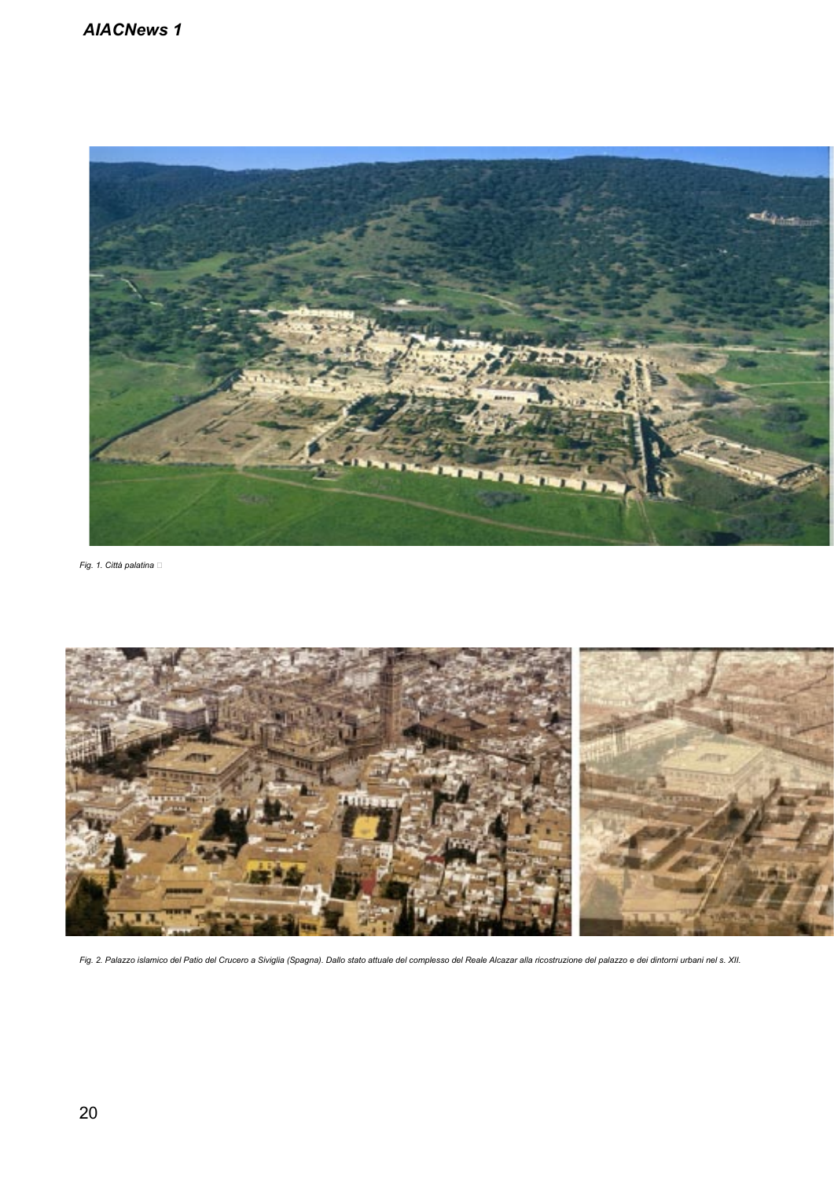*Fig. 1. Città palatina*

*Fig. 2. Palazzo islamico del Patio del Crucero a Siviglia (Spagna). Dallo stato attuale del complesso del Reale Alcazar alla ricostruzione del palazzo e dei dintorni urbani nel s. XII.*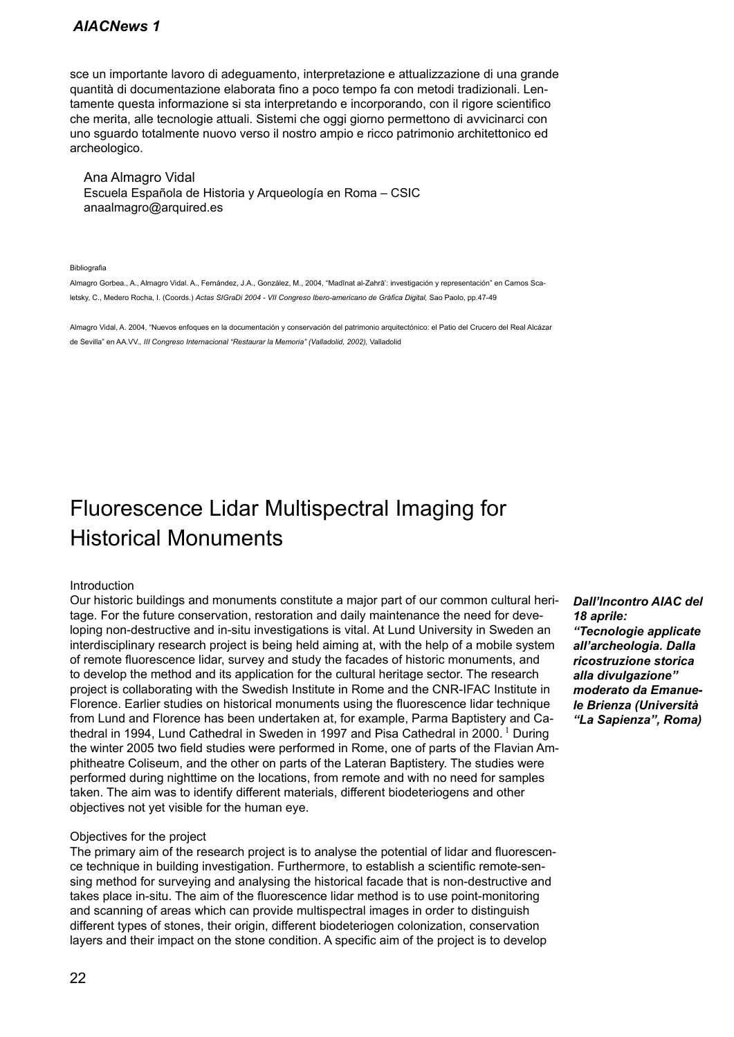sce un importante lavoro di adeguamento, interpretazione e attualizzazione di una grande quantità di documentazione elaborata fino a poco tempo fa con metodi tradizionali. Lentamente questa informazione si sta interpretando e incorporando, con il rigore scientifico che merita, alle tecnologie attuali. Sistemi che oggi giorno permettono di avvicinarci con uno sguardo totalmente nuovo verso il nostro ampio e ricco patrimonio architettonico ed archeologico.

Ana Almagro Vidal
Escuela Española de Historia y Arqueología en Roma – CSIC
anaalmagro@arquired.es

Bibliografia

Almagro Gorbea., A., Almagro Vidal. A., Fernández, J.A., González, M., 2004, "Madīnat al-Zahrā': investigación y representación" en Carnos Scaletsky, C., Medero Rocha, I. (Coords.) *Actas SIGraDi 2004 - VII Congreso Ibero-americano de Gráfica Digital,* Sao Paolo, pp.47-49

Almagro Vidal, A. 2004, "Nuevos enfoques en la documentación y conservación del patrimonio arquitectónico: el Patio del Crucero del Real Alcázar de Sevilla" en AA.VV., *III Congreso Internacional "Restaurar la Memoria" (Valladolid, 2002),* Valladolid

# Fluorescence Lidar Multispectral Imaging for Historical Monuments

***Dall'Incontro AIAC del 18 aprile: "Tecnologie applicate all'archeologia. Dalla ricostruzione storica alla divulgazione" moderato da Emanuele Brienza (Università "La Sapienza", Roma)***

Introduction

Our historic buildings and monuments constitute a major part of our common cultural heritage. For the future conservation, restoration and daily maintenance the need for developing non-destructive and in-situ investigations is vital. At Lund University in Sweden an interdisciplinary research project is being held aiming at, with the help of a mobile system of remote fluorescence lidar, survey and study the facades of historic monuments, and to develop the method and its application for the cultural heritage sector. The research project is collaborating with the Swedish Institute in Rome and the CNR-IFAC Institute in Florence. Earlier studies on historical monuments using the fluorescence lidar technique from Lund and Florence has been undertaken at, for example, Parma Baptistery and Cathedral in 1994, Lund Cathedral in Sweden in 1997 and Pisa Cathedral in 2000. [1] During the winter 2005 two field studies were performed in Rome, one of parts of the Flavian Amphitheatre Coliseum, and the other on parts of the Lateran Baptistery. The studies were performed during nighttime on the locations, from remote and with no need for samples taken. The aim was to identify different materials, different biodeteriogens and other objectives not yet visible for the human eye.

Objectives for the project

The primary aim of the research project is to analyse the potential of lidar and fluorescence technique in building investigation. Furthermore, to establish a scientific remote-sensing method for surveying and analysing the historical facade that is non-destructive and takes place in-situ. The aim of the fluorescence lidar method is to use point-monitoring and scanning of areas which can provide multispectral images in order to distinguish different types of stones, their origin, different biodeteriogen colonization, conservation layers and their impact on the stone condition. A specific aim of the project is to develop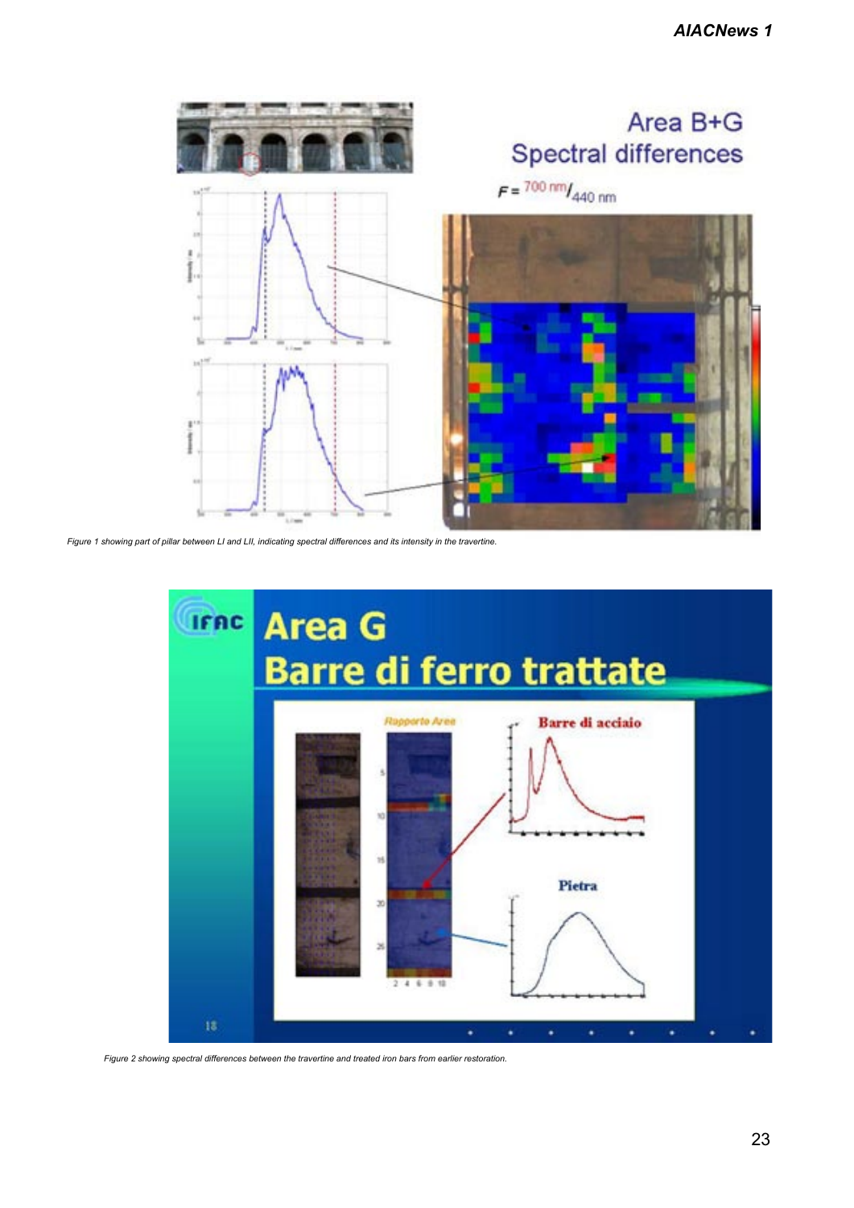*Figure 1 showing part of pillar between LI and LII, indicating spectral differences and its intensity in the travertine.*

*Figure 2 showing spectral differences between the travertine and treated iron bars from earlier restoration.*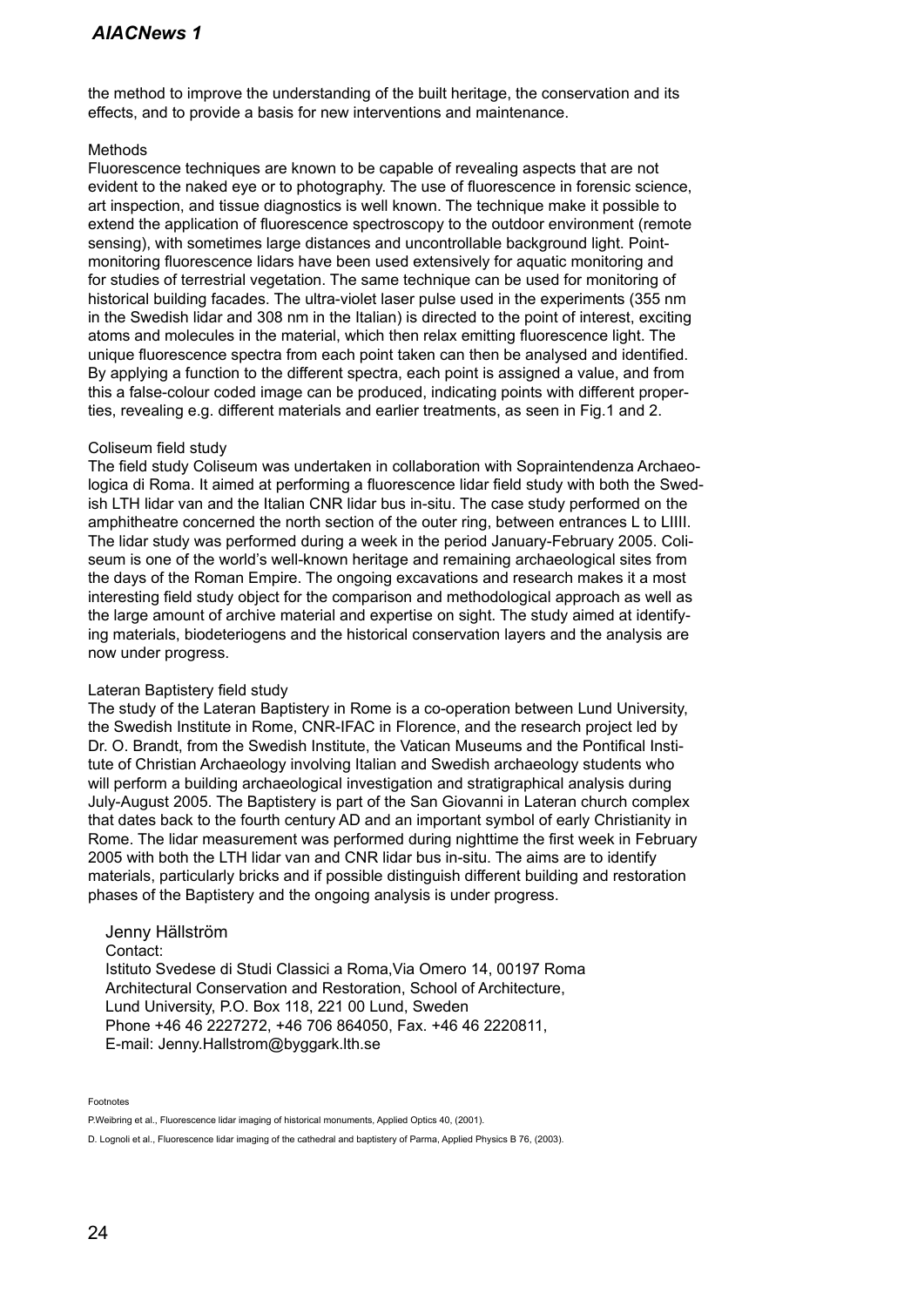the method to improve the understanding of the built heritage, the conservation and its effects, and to provide a basis for new interventions and maintenance.

### Methods

Fluorescence techniques are known to be capable of revealing aspects that are not evident to the naked eye or to photography. The use of fluorescence in forensic science, art inspection, and tissue diagnostics is well known. The technique make it possible to extend the application of fluorescence spectroscopy to the outdoor environment (remote sensing), with sometimes large distances and uncontrollable background light. Point-monitoring fluorescence lidars have been used extensively for aquatic monitoring and for studies of terrestrial vegetation. The same technique can be used for monitoring of historical building facades. The ultra-violet laser pulse used in the experiments (355 nm in the Swedish lidar and 308 nm in the Italian) is directed to the point of interest, exciting atoms and molecules in the material, which then relax emitting fluorescence light. The unique fluorescence spectra from each point taken can then be analysed and identified. By applying a function to the different spectra, each point is assigned a value, and from this a false-colour coded image can be produced, indicating points with different properties, revealing e.g. different materials and earlier treatments, as seen in Fig.1 and 2.

### Coliseum field study

The field study Coliseum was undertaken in collaboration with Sopraintendenza Archaeologica di Roma. It aimed at performing a fluorescence lidar field study with both the Swedish LTH lidar van and the Italian CNR lidar bus in-situ. The case study performed on the amphitheatre concerned the north section of the outer ring, between entrances L to LIIII. The lidar study was performed during a week in the period January-February 2005. Coliseum is one of the world's well-known heritage and remaining archaeological sites from the days of the Roman Empire. The ongoing excavations and research makes it a most interesting field study object for the comparison and methodological approach as well as the large amount of archive material and expertise on sight. The study aimed at identifying materials, biodeteriogens and the historical conservation layers and the analysis are now under progress.

### Lateran Baptistery field study

The study of the Lateran Baptistery in Rome is a co-operation between Lund University, the Swedish Institute in Rome, CNR-IFAC in Florence, and the research project led by Dr. O. Brandt, from the Swedish Institute, the Vatican Museums and the Pontifical Institute of Christian Archaeology involving Italian and Swedish archaeology students who will perform a building archaeological investigation and stratigraphical analysis during July-August 2005. The Baptistery is part of the San Giovanni in Lateran church complex that dates back to the fourth century AD and an important symbol of early Christianity in Rome. The lidar measurement was performed during nighttime the first week in February 2005 with both the LTH lidar van and CNR lidar bus in-situ. The aims are to identify materials, particularly bricks and if possible distinguish different building and restoration phases of the Baptistery and the ongoing analysis is under progress.

Jenny Hällström
Contact:
Istituto Svedese di Studi Classici a Roma,Via Omero 14, 00197 Roma
Architectural Conservation and Restoration, School of Architecture,
Lund University, P.O. Box 118, 221 00 Lund, Sweden
Phone +46 46 2227272, +46 706 864050, Fax. +46 46 2220811,
E-mail: Jenny.Hallstrom@byggark.lth.se

Footnotes

P.Weibring et al., Fluorescence lidar imaging of historical monuments, Applied Optics 40, (2001).

D. Lognoli et al., Fluorescence lidar imaging of the cathedral and baptistery of Parma, Applied Physics B 76, (2003).